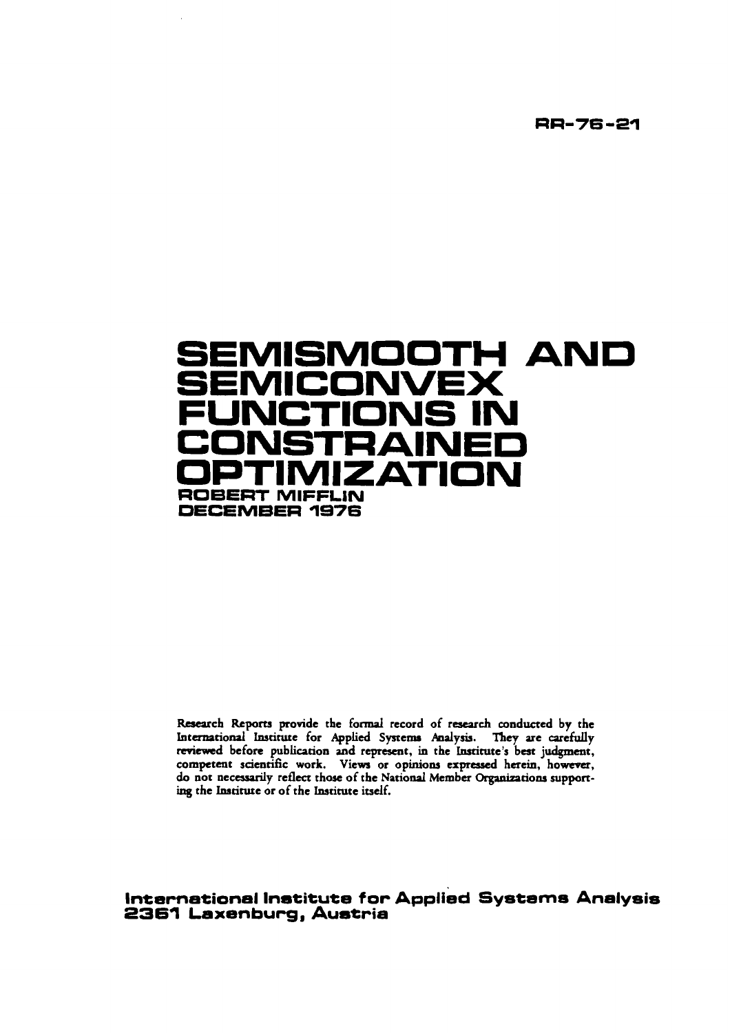RR-76-21

# SEMISMOOTH AND SEMICONVEX FUNCTIONS IN CONSTRAINED OPTIMIZATION

**ROBERT MIFFLIN**

**DECEMBER 1976**

Research Reports provide the formal record of research conducted by the International Institute for Applied Systems Analysis. They are carefully reviewed before publication and represent, in the Institute's best judgment, competent scientific work. Views or opinions expressed herein, however, do not necessarily reflect those of the National Member Organizations supporting the Institute or of the Institute itself.

**International Institute for Applied Systems Analysis**
**2361 Laxenburg, Austria**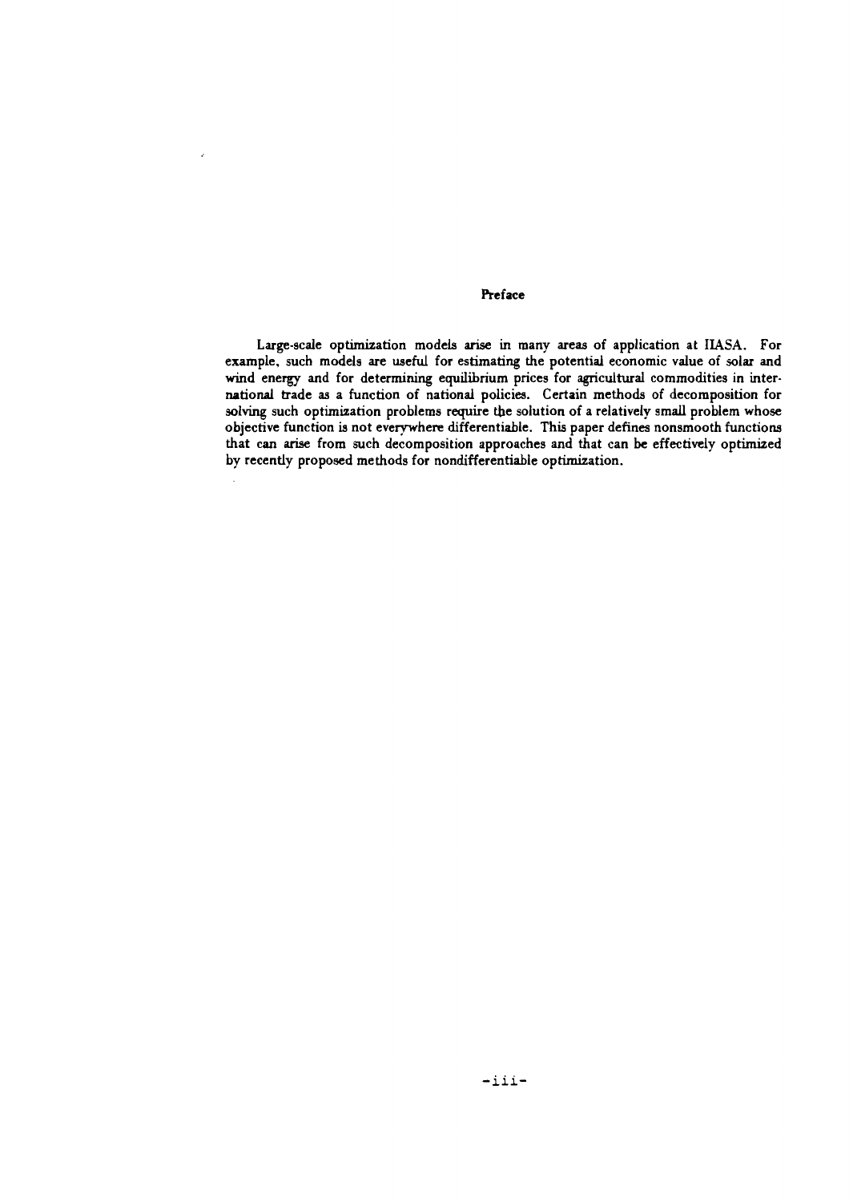## Preface

Large-scale optimization models arise in many areas of application at IIASA. For example, such models are useful for estimating the potential economic value of solar and wind energy and for determining equilibrium prices for agricultural commodities in international trade as a function of national policies. Certain methods of decomposition for solving such optimization problems require the solution of a relatively small problem whose objective function is not everywhere differentiable. This paper defines nonsmooth functions that can arise from such decomposition approaches and that can be effectively optimized by recently proposed methods for nondifferentiable optimization.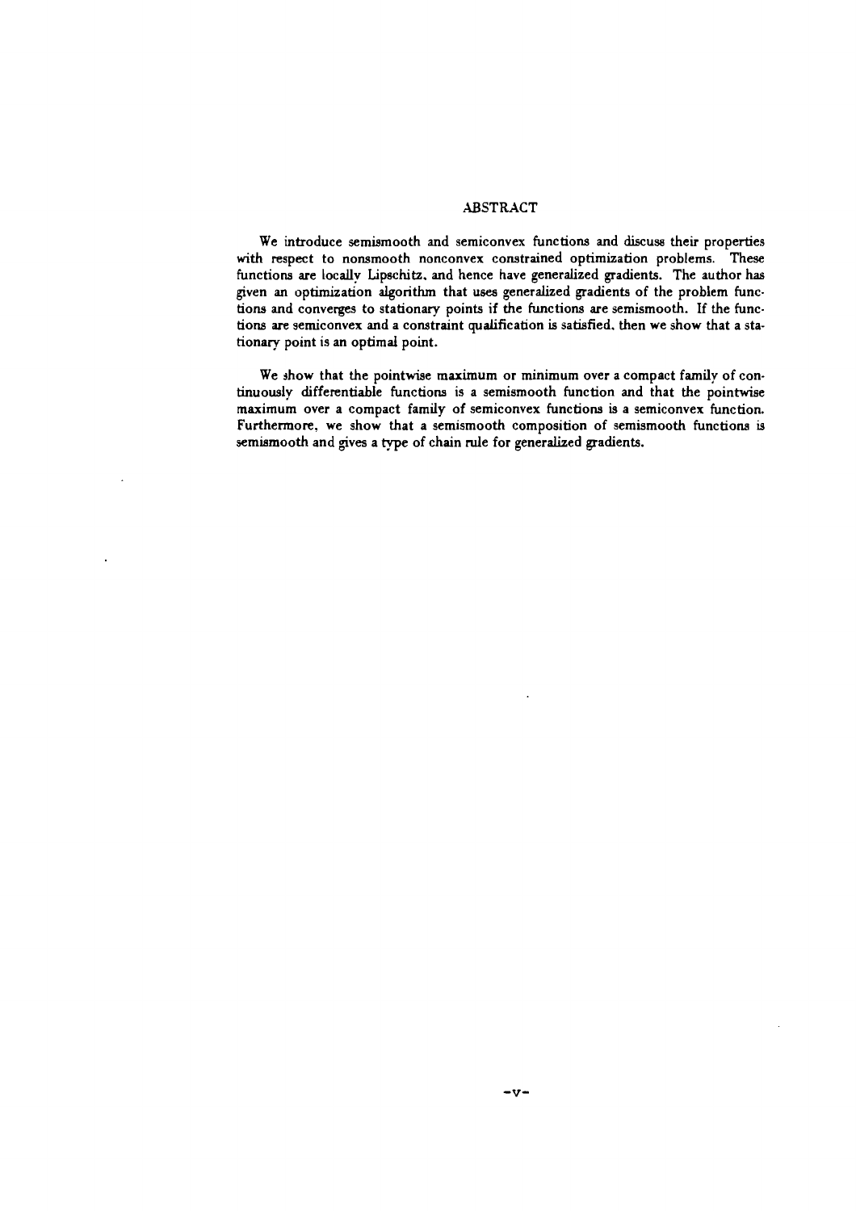## ABSTRACT

We introduce semismooth and semiconvex functions and discuss their properties with respect to nonsmooth nonconvex constrained optimization problems. These functions are locally Lipschitz, and hence have generalized gradients. The author has given an optimization algorithm that uses generalized gradients of the problem functions and converges to stationary points if the functions are semismooth. If the functions are semiconvex and a constraint qualification is satisfied, then we show that a stationary point is an optimal point.

We show that the pointwise maximum or minimum over a compact family of continuously differentiable functions is a semismooth function and that the pointwise maximum over a compact family of semiconvex functions is a semiconvex function. Furthermore, we show that a semismooth composition of semismooth functions is semismooth and gives a type of chain rule for generalized gradients.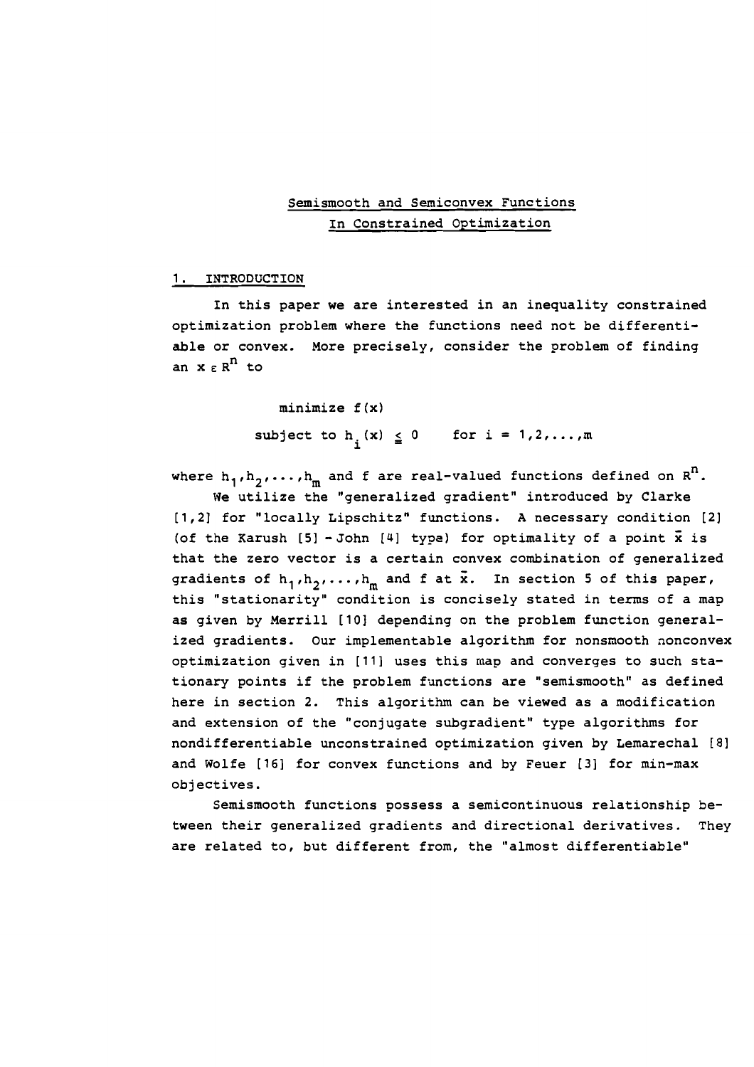# Semismooth and Semiconvex Functions In Constrained Optimization

## 1. INTRODUCTION

In this paper we are interested in an inequality constrained optimization problem where the functions need not be differentiable or convex. More precisely, consider the problem of finding an $x \in R^n$ to

$$\text{minimize } f(x)$$

$$\text{subject to } h_i(x) \leq 0 \quad \text{for } i = 1,2,\ldots,m$$

where $h_1, h_2, \ldots, h_m$ and $f$ are real-valued functions defined on $R^n$.

We utilize the "generalized gradient" introduced by Clarke [1,2] for "locally Lipschitz" functions. A necessary condition [2] (of the Karush [5] - John [4] type) for optimality of a point $\bar{x}$ is that the zero vector is a certain convex combination of generalized gradients of $h_1, h_2, \ldots, h_m$ and $f$ at $\bar{x}$. In section 5 of this paper, this "stationarity" condition is concisely stated in terms of a map as given by Merrill [10] depending on the problem function generalized gradients. Our implementable algorithm for nonsmooth nonconvex optimization given in [11] uses this map and converges to such stationary points if the problem functions are "semismooth" as defined here in section 2. This algorithm can be viewed as a modification and extension of the "conjugate subgradient" type algorithms for nondifferentiable unconstrained optimization given by Lemarechal [8] and Wolfe [16] for convex functions and by Feuer [3] for min-max objectives.

Semismooth functions possess a semicontinuous relationship between their generalized gradients and directional derivatives. They are related to, but different from, the "almost differentiable"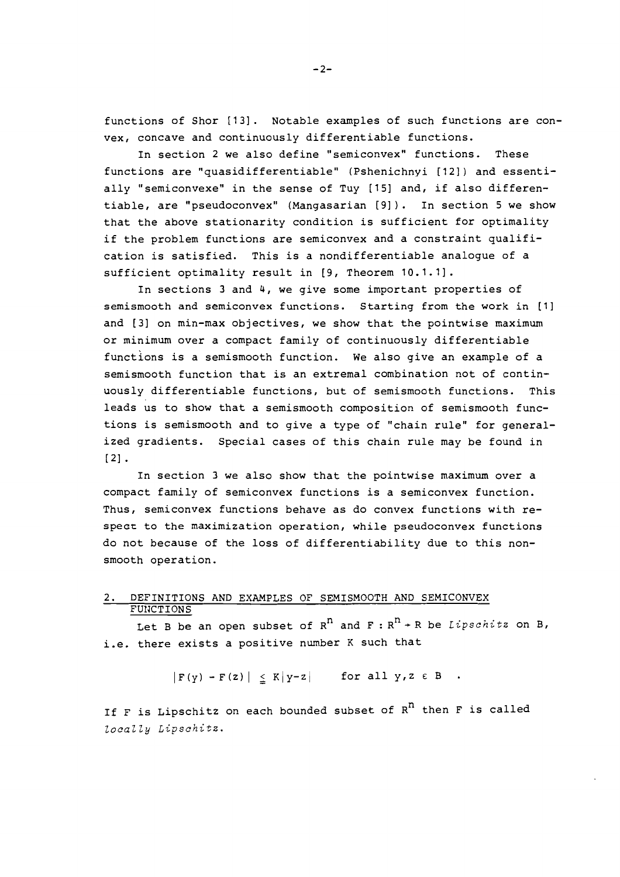functions of Shor [13]. Notable examples of such functions are convex, concave and continuously differentiable functions.

In section 2 we also define "semiconvex" functions. These functions are "quasidifferentiable" (Pshenichnyi [12]) and essentially "semiconvexe" in the sense of Tuy [15] and, if also differentiable, are "pseudoconvex" (Mangasarian [9]). In section 5 we show that the above stationarity condition is sufficient for optimality if the problem functions are semiconvex and a constraint qualification is satisfied. This is a nondifferentiable analogue of a sufficient optimality result in [9, Theorem 10.1.1].

In sections 3 and 4, we give some important properties of semismooth and semiconvex functions. Starting from the work in [1] and [3] on min-max objectives, we show that the pointwise maximum or minimum over a compact family of continuously differentiable functions is a semismooth function. We also give an example of a semismooth function that is an extremal combination not of continuously differentiable functions, but of semismooth functions. This leads us to show that a semismooth composition of semismooth functions is semismooth and to give a type of "chain rule" for generalized gradients. Special cases of this chain rule may be found in [2].

In section 3 we also show that the pointwise maximum over a compact family of semiconvex functions is a semiconvex function. Thus, semiconvex functions behave as do convex functions with respect to the maximization operation, while pseudoconvex functions do not because of the loss of differentiability due to this nonsmooth operation.

## 2. DEFINITIONS AND EXAMPLES OF SEMISMOOTH AND SEMICONVEX FUNCTIONS

Let B be an open subset of $R^n$ and $F : R^n \to R$ be *Lipschitz* on B, i.e. there exists a positive number K such that

$$|F(y) - F(z)| \leqq K|y-z| \qquad \text{for all } y,z \in B \ .$$

If F is Lipschitz on each bounded subset of $R^n$ then F is called *locally Lipschitz*.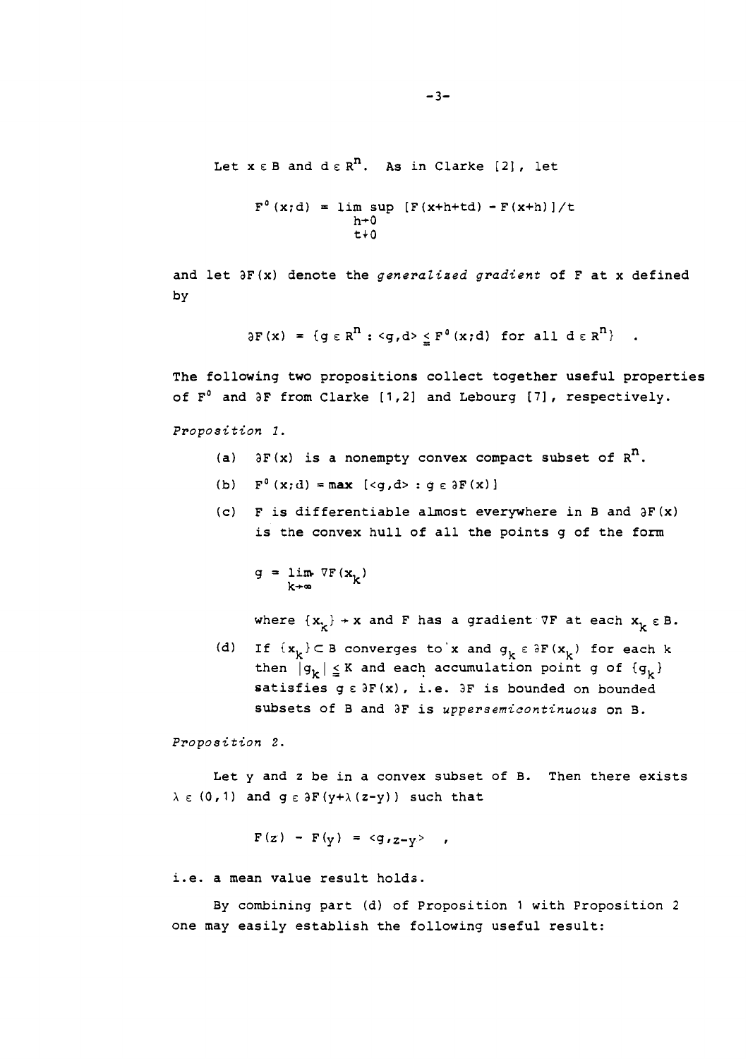Let $x \in B$ and $d \in R^n$. As in Clarke [2], let

$$F^0(x;d) = \limsup_{\substack{h \to 0 \\ t \downarrow 0}} [F(x+h+td) - F(x+h)]/t$$

and let $\partial F(x)$ denote the *generalized gradient* of F at x defined by

$$\partial F(x) = \{g \in R^n : \langle g,d \rangle \leqq F^0(x;d) \text{ for all } d \in R^n\} \quad .$$

The following two propositions collect together useful properties of $F^0$ and $\partial F$ from Clarke [1,2] and Lebourg [7], respectively.

*Proposition 1.*

(a) $\partial F(x)$ is a nonempty convex compact subset of $R^n$.

(b) $F^0(x;d) = \max \, [\langle g,d \rangle : g \in \partial F(x)]$

(c) F is differentiable almost everywhere in B and $\partial F(x)$ is the convex hull of all the points g of the form

$$g = \lim_{k \to \infty} \nabla F(x_k)$$

where $\{x_k\} \to x$ and F has a gradient $\nabla F$ at each $x_k \in B$.

(d) If $\{x_k\} \subset B$ converges to x and $g_k \in \partial F(x_k)$ for each k then $|g_k| \leqq K$ and each accumulation point g of $\{g_k\}$ satisfies $g \in \partial F(x)$, i.e. $\partial F$ is bounded on bounded subsets of B and $\partial F$ is *uppersemicontinuous* on B.

*Proposition 2.*

Let y and z be in a convex subset of B. Then there exists $\lambda \in (0,1)$ and $g \in \partial F(y+\lambda(z-y))$ such that

$$F(z) - F(y) = \langle g, z-y \rangle \quad ,$$

i.e. a mean value result holds.

By combining part (d) of Proposition 1 with Proposition 2 one may easily establish the following useful result: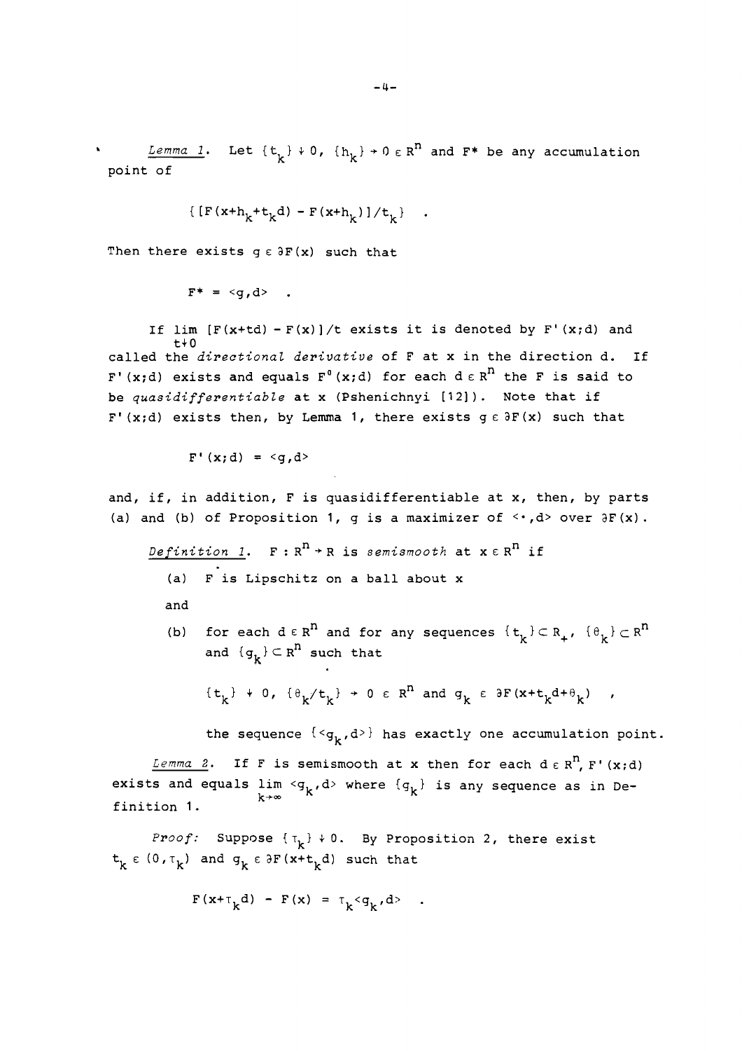*Lemma 1.* Let $\{t_k\} \downarrow 0$, $\{h_k\} \to 0 \in R^n$ and $F^*$ be any accumulation point of

$$\{[F(x+h_k+t_kd) - F(x+h_k)]/t_k\} \quad .$$

Then there exists $g \in \partial F(x)$ such that

$$F^* = \langle g,d \rangle \quad .$$

If $\lim\limits_{t \downarrow 0} [F(x+td) - F(x)]/t$ exists it is denoted by $F'(x;d)$ and called the *directional derivative* of $F$ at $x$ in the direction $d$. If $F'(x;d)$ exists and equals $F^0(x;d)$ for each $d \in R^n$ the $F$ is said to be *quasidifferentiable* at $x$ (Pshenichnyi [12]). Note that if $F'(x;d)$ exists then, by Lemma 1, there exists $g \in \partial F(x)$ such that

$$F'(x;d) = \langle g,d \rangle$$

and, if, in addition, $F$ is quasidifferentiable at $x$, then, by parts (a) and (b) of Proposition 1, $g$ is a maximizer of $\langle \cdot ,d \rangle$ over $\partial F(x)$.

*Definition 1.* $F : R^n \to R$ is *semismooth* at $x \in R^n$ if

(a) $F$ is Lipschitz on a ball about $x$

and

(b) for each $d \in R^n$ and for any sequences $\{t_k\} \subset R_+$, $\{\theta_k\} \subset R^n$ and $\{g_k\} \subset R^n$ such that

$$\{t_k\} \downarrow 0, \ \{\theta_k/t_k\} \to 0 \in R^n \text{ and } g_k \in \partial F(x+t_kd+\theta_k) \quad ,$$

the sequence $\{\langle g_k,d \rangle\}$ has exactly one accumulation point.

*Lemma 2.* If $F$ is semismooth at $x$ then for each $d \in R^n$, $F'(x;d)$ exists and equals $\lim\limits_{k \to \infty} \langle g_k,d \rangle$ where $\{g_k\}$ is any sequence as in Definition 1.

*Proof:* Suppose $\{\tau_k\} \downarrow 0$. By Proposition 2, there exist $t_k \in (0,\tau_k)$ and $g_k \in \partial F(x+t_kd)$ such that

$$F(x+\tau_kd) - F(x) = \tau_k \langle g_k,d \rangle \quad .$$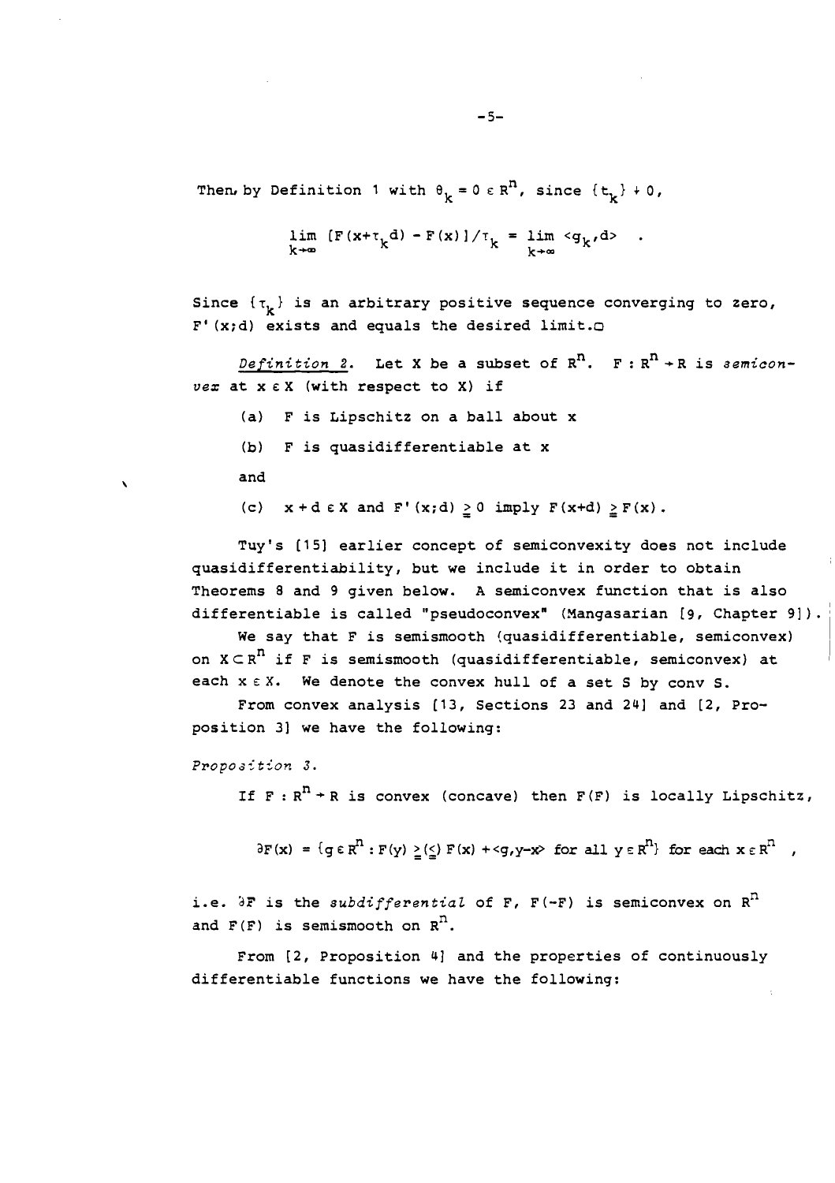Then, by Definition 1 with $\theta_k = 0 \in R^n$, since $\{t_k\} \downarrow 0$,

$$\lim_{k\to\infty} [F(x+\tau_k d) - F(x)]/\tau_k = \lim_{k\to\infty} \langle g_k, d\rangle \quad .$$

Since $\{\tau_k\}$ is an arbitrary positive sequence converging to zero, $F'(x;d)$ exists and equals the desired limit.□

*Definition 2.* Let X be a subset of $R^n$. $F : R^n \to R$ is *semiconvex* at $x \in X$ (with respect to X) if

(a) F is Lipschitz on a ball about x

(b) F is quasidifferentiable at x

and

(c) $x + d \in X$ and $F'(x;d) \geq 0$ imply $F(x+d) \geq F(x)$.

Tuy's [15] earlier concept of semiconvexity does not include quasidifferentiability, but we include it in order to obtain Theorems 8 and 9 given below. A semiconvex function that is also differentiable is called "pseudoconvex" (Mangasarian [9, Chapter 9]).

We say that F is semismooth (quasidifferentiable, semiconvex) on $X \subset R^n$ if F is semismooth (quasidifferentiable, semiconvex) at each $x \in X$. We denote the convex hull of a set S by conv S.

From convex analysis [13, Sections 23 and 24] and [2, Proposition 3] we have the following:

*Proposition 3.*

If $F : R^n \to R$ is convex (concave) then F(F) is locally Lipschitz,

$$\partial F(x) = \{g \in R^n : F(y) \geq (\leq)\ F(x) + \langle g, y-x\rangle \text{ for all } y \in R^n\} \text{ for each } x \in R^n \quad ,$$

i.e. $\partial F$ is the *subdifferential* of F, F(-F) is semiconvex on $R^n$ and F(F) is semismooth on $R^n$.

From [2, Proposition 4] and the properties of continuously differentiable functions we have the following: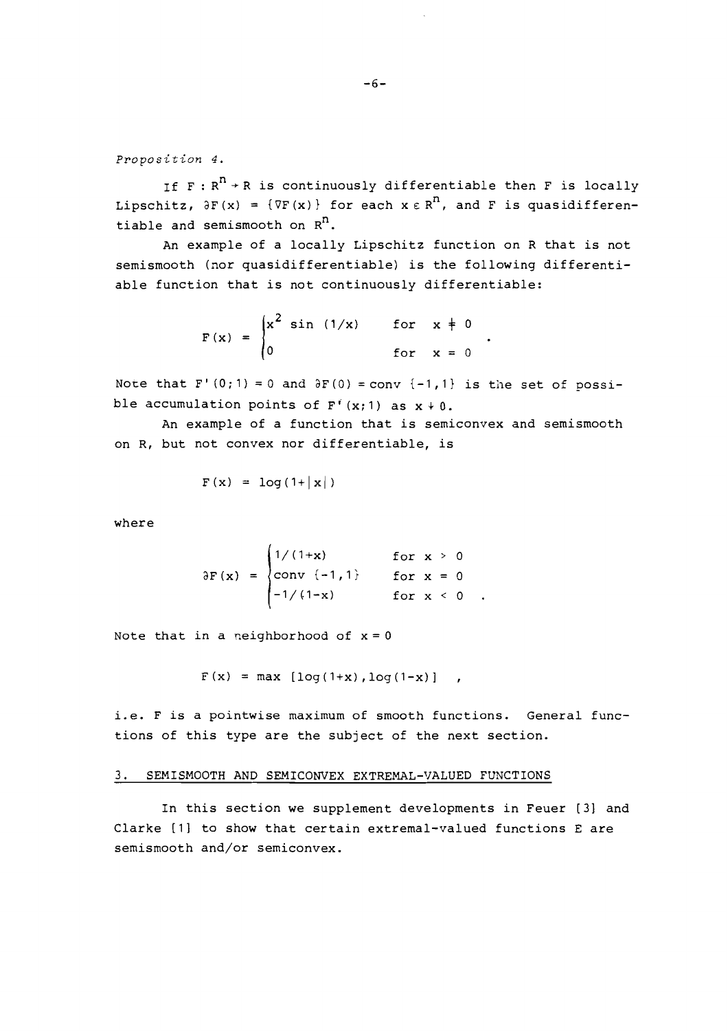*Proposition 4.*

If $F : R^n \to R$ is continuously differentiable then $F$ is locally Lipschitz, $\partial F(x) = \{\nabla F(x)\}$ for each $x \in R^n$, and $F$ is quasidifferentiable and semismooth on $R^n$.

An example of a locally Lipschitz function on $R$ that is not semismooth (nor quasidifferentiable) is the following differentiable function that is not continuously differentiable:

$$F(x) = \begin{cases} x^2 \sin(1/x) & \text{for} \quad x \neq 0 \\ 0 & \text{for} \quad x = 0 \end{cases} .$$

Note that $F'(0;1) = 0$ and $\partial F(0) = \text{conv}\{-1,1\}$ is the set of possible accumulation points of $F'(x;1)$ as $x \downarrow 0$.

An example of a function that is semiconvex and semismooth on $R$, but not convex nor differentiable, is

$$F(x) = \log(1+|x|)$$

where

$$\partial F(x) = \begin{cases} 1/(1+x) & \text{for } x > 0 \\ \text{conv}\{-1,1\} & \text{for } x = 0 \\ -1/(1-x) & \text{for } x < 0 \end{cases} .$$

Note that in a neighborhood of $x = 0$

$$F(x) = \max[\log(1+x), \log(1-x)] \quad ,$$

i.e. $F$ is a pointwise maximum of smooth functions. General functions of this type are the subject of the next section.

## 3. SEMISMOOTH AND SEMICONVEX EXTREMAL-VALUED FUNCTIONS

In this section we supplement developments in Feuer [3] and Clarke [1] to show that certain extremal-valued functions $E$ are semismooth and/or semiconvex.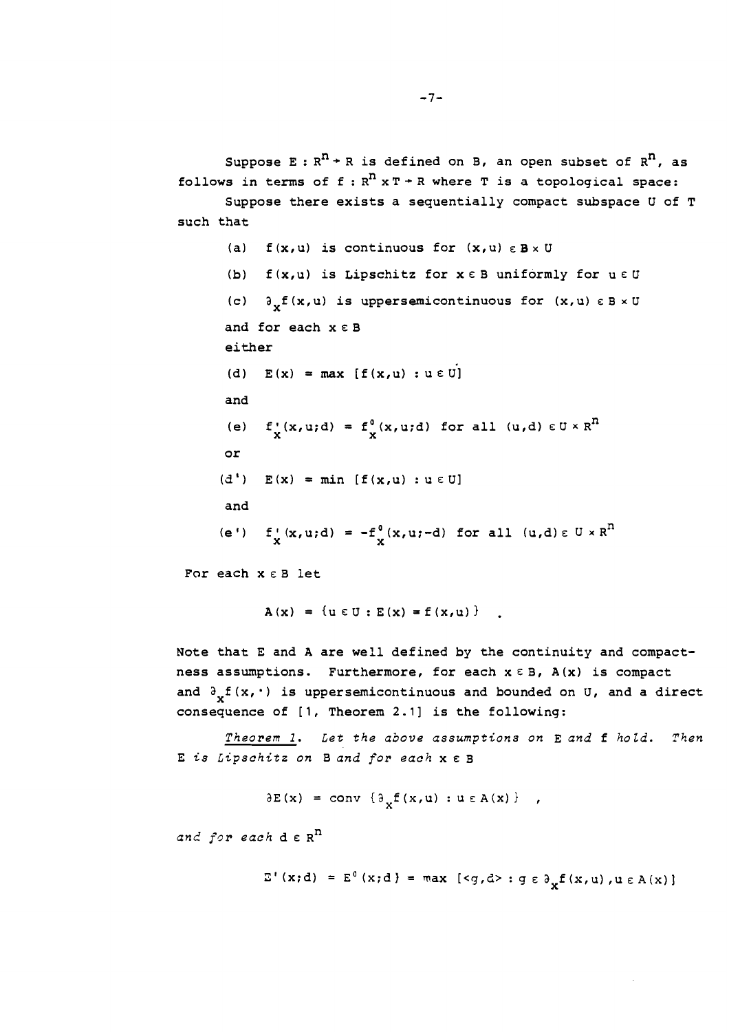Suppose $E : R^n \to R$ is defined on B, an open subset of $R^n$, as follows in terms of $f : R^n \times T \to R$ where T is a topological space:

Suppose there exists a sequentially compact subspace U of T such that

(a) $f(x,u)$ is continuous for $(x,u) \in B \times U$

(b) $f(x,u)$ is Lipschitz for $x \in B$ uniformly for $u \in U$

(c) $\partial_x f(x,u)$ is uppersemicontinuous for $(x,u) \in B \times U$

and for each $x \in B$

either

(d) $E(x) = \max [f(x,u) : u \in U]$

and

(e) $f_x'(x,u;d) = f_x^0(x,u;d)$ for all $(u,d) \in U \times R^n$

or

(d') $E(x) = \min [f(x,u) : u \in U]$

and

(e') $f_x'(x,u;d) = -f_x^0(x,u;-d)$ for all $(u,d) \in U \times R^n$

For each $x \in B$ let

$$A(x) = \{u \in U : E(x) = f(x,u)\} \quad .$$

Note that E and A are well defined by the continuity and compactness assumptions. Furthermore, for each $x \in B$, $A(x)$ is compact and $\partial_x f(x,\cdot)$ is uppersemicontinuous and bounded on U, and a direct consequence of [1, Theorem 2.1] is the following:

*Theorem 1. Let the above assumptions on* E *and* f *hold. Then* E *is Lipschitz on* B *and for each* $x \in B$

$$\partial E(x) = \text{conv } \{\partial_x f(x,u) : u \in A(x)\} \quad ,$$

*and for each* $d \in R^n$

$$E'(x;d) = E^0(x;d) = \max [\langle g,d \rangle : g \in \partial_x f(x,u), u \in A(x)]$$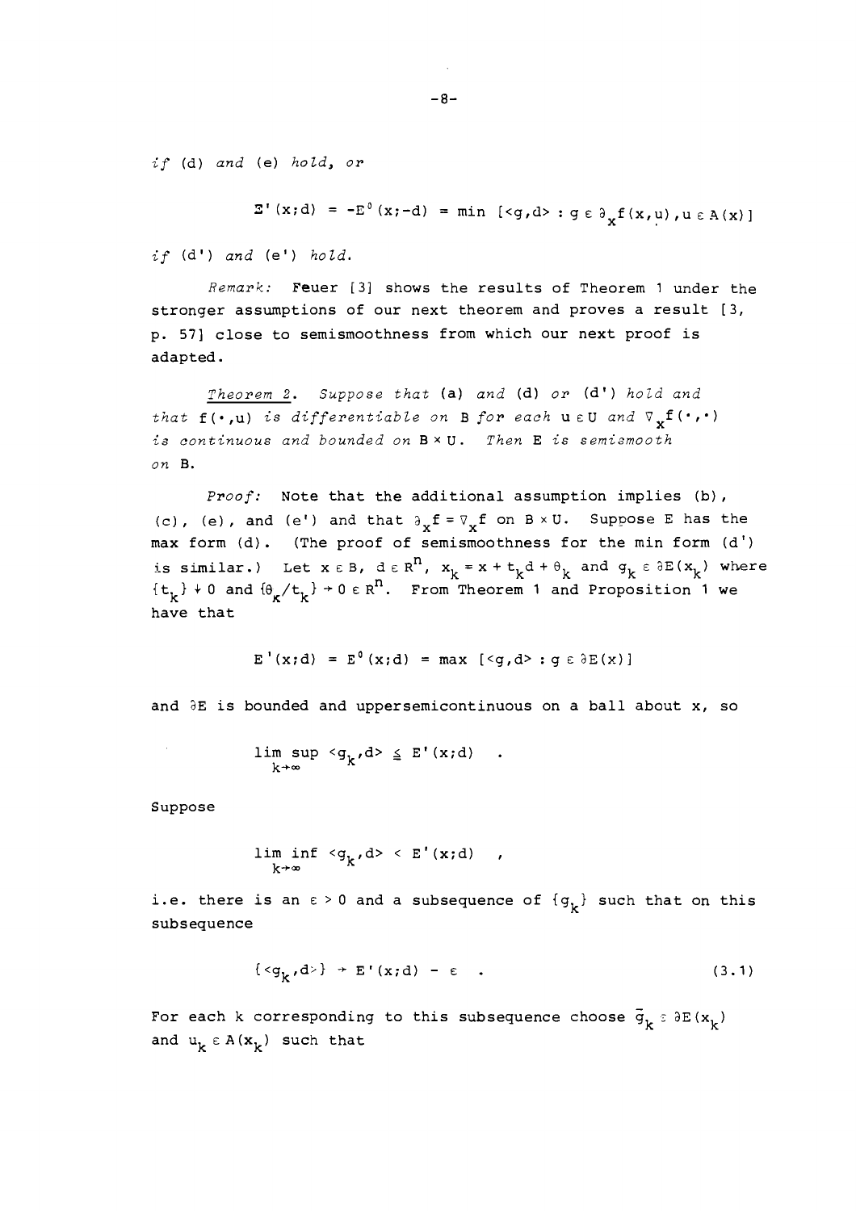*if* (d) *and* (e) *hold, or*

$$E'(x;d) = -E^0(x;-d) = \min\ [\langle g,d\rangle : g \in \partial_x f(x,u), u \in A(x)]$$

*if* (d') *and* (e') *hold.*

*Remark:* Feuer [3] shows the results of Theorem 1 under the stronger assumptions of our next theorem and proves a result [3, p. 57] close to semismoothness from which our next proof is adapted.

*Theorem 2. Suppose that* (a) *and* (d) *or* (d') *hold and that* $f(\cdot,u)$ *is differentiable on* B *for each* $u \in U$ *and* $\nabla_x f(\cdot,\cdot)$ *is continuous and bounded on* $B \times U$. *Then* E *is semismooth on* B.

*Proof:* Note that the additional assumption implies (b), (c), (e), and (e') and that $\partial_x f = \nabla_x f$ on $B \times U$. Suppose E has the max form (d). (The proof of semismoothness for the min form (d') is similar.) Let $x \in B$, $d \in R^n$, $x_k = x + t_k d + \theta_k$ and $g_k \in \partial E(x_k)$ where $\{t_k\} \downarrow 0$ and $\{\theta_k/t_k\} \to 0 \in R^n$. From Theorem 1 and Proposition 1 we have that

$$E'(x;d) = E^0(x;d) = \max\ [\langle g,d\rangle : g \in \partial E(x)]$$

and $\partial E$ is bounded and uppersemicontinuous on a ball about x, so

$$\limsup_{k\to\infty} \langle g_k,d\rangle \leq E'(x;d) \quad .$$

Suppose

$$\liminf_{k\to\infty} \langle g_k,d\rangle < E'(x;d) \quad ,$$

i.e. there is an $\varepsilon > 0$ and a subsequence of $\{g_k\}$ such that on this subsequence

$$\{\langle g_k,d\rangle\} \to E'(x;d) - \varepsilon \quad . \tag{3.1}$$

For each k corresponding to this subsequence choose $\bar{g}_k \in \partial E(x_k)$ and $u_k \in A(x_k)$ such that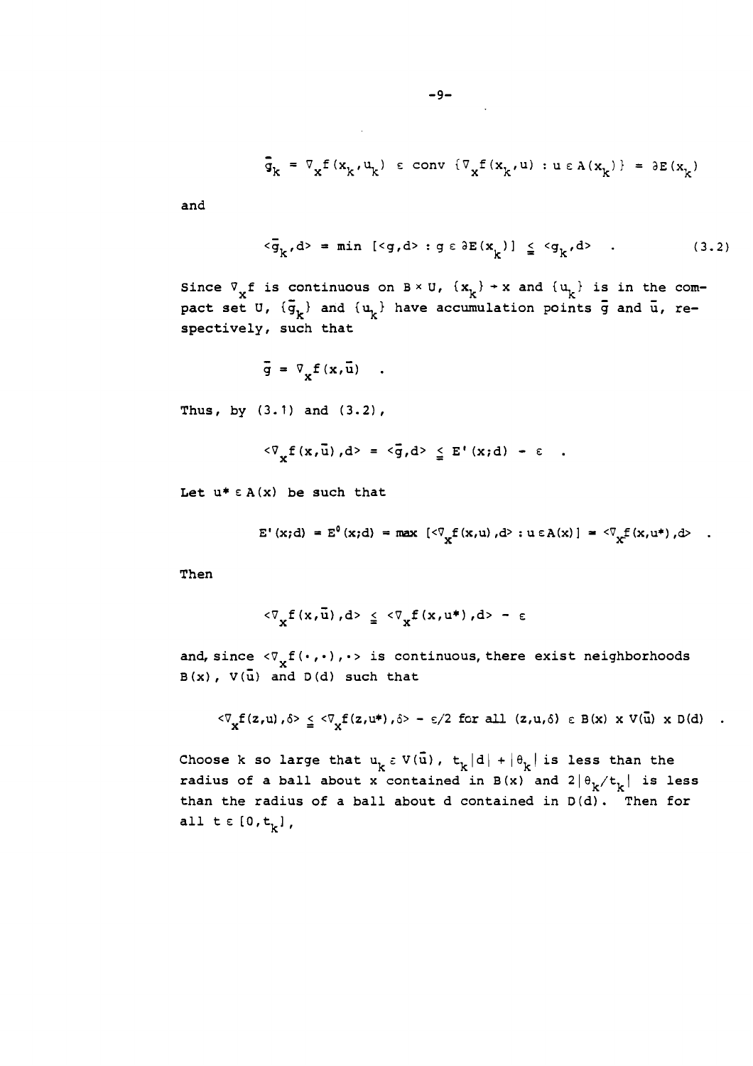$$\bar{g}_k = \nabla_x f(x_k, u_k) \in \text{conv}\,\{\nabla_x f(x_k, u) : u \in A(x_k)\} = \partial E(x_k)$$

and

$$\langle \bar{g}_k, d \rangle = \min\,[\langle g, d \rangle : g \in \partial E(x_k)] \leqq \langle g_k, d \rangle \quad . \tag{3.2}$$

Since $\nabla_x f$ is continuous on $B \times U$, $\{x_k\} \to x$ and $\{u_k\}$ is in the compact set $U$, $\{\bar{g}_k\}$ and $\{u_k\}$ have accumulation points $\bar{g}$ and $\bar{u}$, respectively, such that

$$\bar{g} = \nabla_x f(x, \bar{u}) \quad .$$

Thus, by (3.1) and (3.2),

$$\langle \nabla_x f(x, \bar{u}), d \rangle = \langle \bar{g}, d \rangle \leqq E'(x;d) - \varepsilon \quad .$$

Let $u^* \in A(x)$ be such that

$$E'(x;d) = E^0(x;d) = \max\,[\langle \nabla_x f(x,u), d \rangle : u \in A(x)] = \langle \nabla_x f(x, u^*), d \rangle \quad .$$

Then

$$\langle \nabla_x f(x, \bar{u}), d \rangle \leqq \langle \nabla_x f(x, u^*), d \rangle - \varepsilon$$

and, since $\langle \nabla_x f(\cdot,\cdot), \cdot \rangle$ is continuous, there exist neighborhoods $B(x)$, $V(\bar{u})$ and $D(d)$ such that

$$\langle \nabla_x f(z,u), \delta \rangle \leqq \langle \nabla_x f(z,u^*), \delta \rangle - \varepsilon/2 \text{ for all } (z,u,\delta) \in B(x) \times V(\bar{u}) \times D(d) \quad .$$

Choose $k$ so large that $u_k \in V(\bar{u})$, $t_k|d| + |\theta_k|$ is less than the radius of a ball about $x$ contained in $B(x)$ and $2|\theta_k/t_k|$ is less than the radius of a ball about $d$ contained in $D(d)$. Then for all $t \in [0, t_k]$,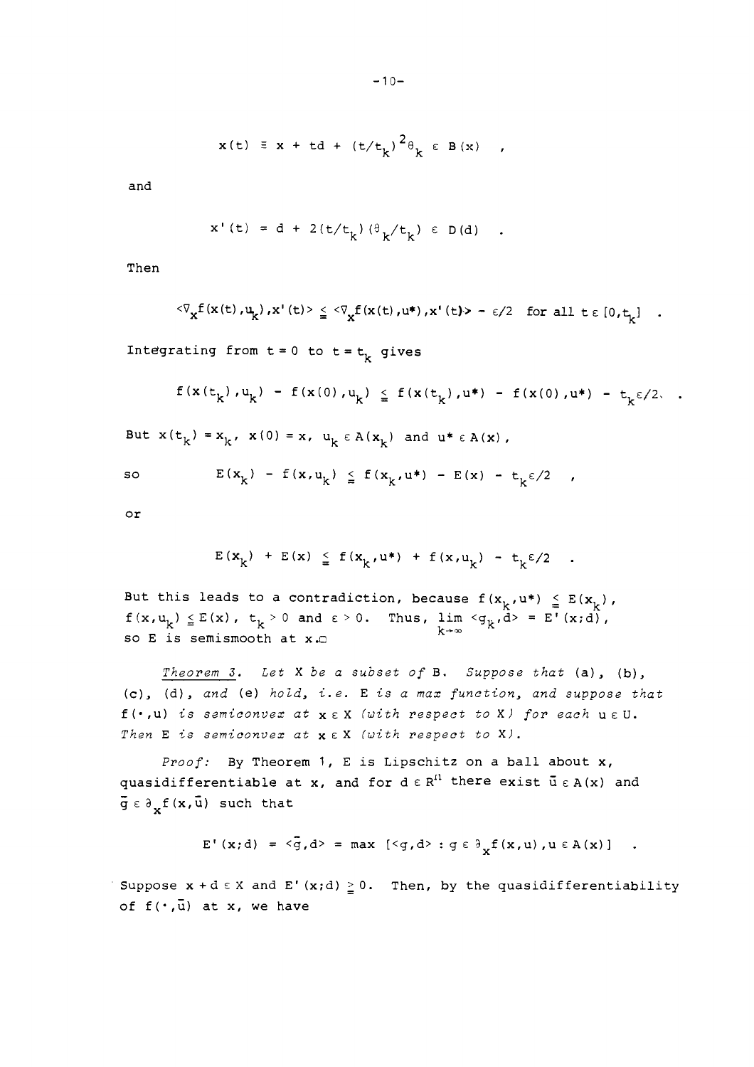$$x(t) \equiv x + td + (t/t_k)^2 \theta_k \in B(x) \quad ,$$

and

$$x'(t) = d + 2(t/t_k)(\theta_k/t_k) \in D(d) \quad .$$

Then

$$\langle \nabla_x f(x(t),u_k), x'(t) \rangle \leqq \langle \nabla_x f(x(t),u^*), x'(t) \rangle - \varepsilon/2 \quad \text{for all } t \in [0,t_k] \quad .$$

Integrating from $t = 0$ to $t = t_k$ gives

$$f(x(t_k),u_k) - f(x(0),u_k) \leqq f(x(t_k),u^*) - f(x(0),u^*) - t_k \varepsilon/2 \quad .$$

But $x(t_k) = x_k$, $x(0) = x$, $u_k \in A(x_k)$ and $u^* \in A(x)$,

so
$$E(x_k) - f(x,u_k) \leqq f(x_k,u^*) - E(x) - t_k \varepsilon/2 \quad ,$$

or

$$E(x_k) + E(x) \leqq f(x_k,u^*) + f(x,u_k) - t_k \varepsilon/2 \quad .$$

But this leads to a contradiction, because $f(x_k,u^*) \leqq E(x_k)$, $f(x,u_k) \leqq E(x)$, $t_k > 0$ and $\varepsilon > 0$. Thus, $\lim_{k\to\infty} \langle g_k, d \rangle = E'(x;d)$, so $E$ is semismooth at $x$.□

*Theorem 3. Let* $X$ *be a subset of* $B$. *Suppose that* (a), (b), (c), (d), *and* (e) *hold, i.e.* $E$ *is a max function, and suppose that* $f(\cdot,u)$ *is semiconvex at* $x \in X$ *(with respect to* $X$*) for each* $u \in U$. *Then* $E$ *is semiconvex at* $x \in X$ *(with respect to* $X$*).*

*Proof:* By Theorem 1, $E$ is Lipschitz on a ball about $x$, quasidifferentiable at $x$, and for $d \in R^n$ there exist $\bar{u} \in A(x)$ and $\bar{g} \in \partial_x f(x,\bar{u})$ such that

$$E'(x;d) = \langle \bar{g}, d \rangle = \max \, [\langle g,d \rangle : g \in \partial_x f(x,u), u \in A(x)] \quad .$$

Suppose $x + d \in X$ and $E'(x;d) \geqq 0$. Then, by the quasidifferentiability of $f(\cdot,\bar{u})$ at $x$, we have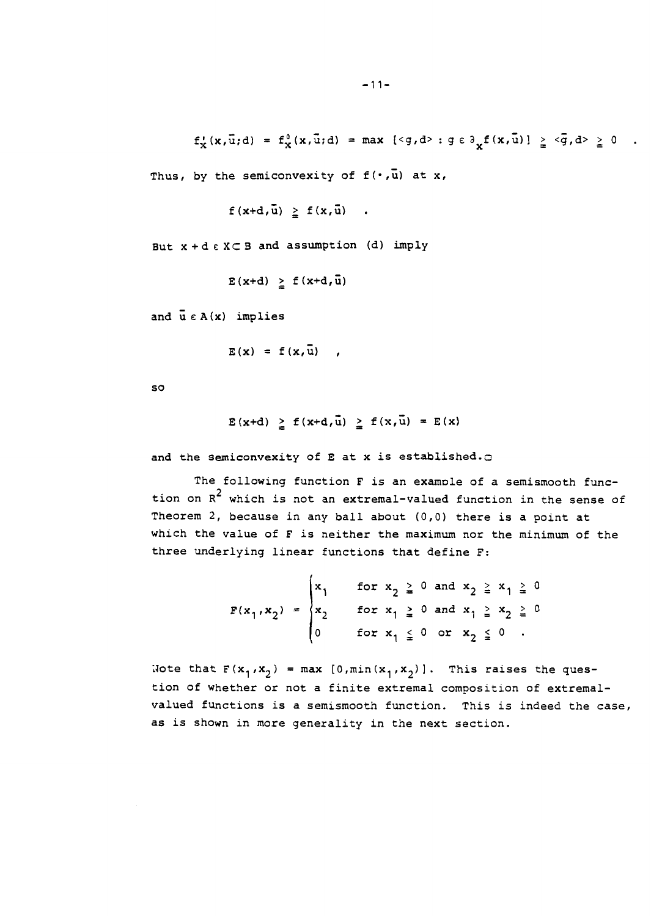$$f'_x(x,\bar{u};d) = f^0_x(x,\bar{u};d) = \max\ [\langle g,d\rangle : g \in \partial_x f(x,\bar{u})] \geqq \langle \bar{g},d\rangle \geqq 0 \quad .$$

Thus, by the semiconvexity of $f(\cdot,\bar{u})$ at $x$,

$$f(x+d,\bar{u}) \geqq f(x,\bar{u}) \quad .$$

But $x + d \in X \subset B$ and assumption (d) imply

$$E(x+d) \geqq f(x+d,\bar{u})$$

and $\bar{u} \in A(x)$ implies

$$E(x) = f(x,\bar{u}) \quad ,$$

so

$$E(x+d) \geqq f(x+d,\bar{u}) \geqq f(x,\bar{u}) = E(x)$$

and the semiconvexity of $E$ at $x$ is established.□

The following function $F$ is an example of a semismooth function on $R^2$ which is not an extremal-valued function in the sense of Theorem 2, because in any ball about $(0,0)$ there is a point at which the value of $F$ is neither the maximum nor the minimum of the three underlying linear functions that define $F$:

$$F(x_1,x_2) = \begin{cases} x_1 & \text{for } x_2 \geqq 0 \text{ and } x_2 \geqq x_1 \geqq 0 \\ x_2 & \text{for } x_1 \geqq 0 \text{ and } x_1 \geqq x_2 \geqq 0 \\ 0 & \text{for } x_1 \leqq 0 \text{ or } x_2 \leqq 0 \quad . \end{cases}$$

Note that $F(x_1,x_2) = \max\ [0,\min(x_1,x_2)]$. This raises the question of whether or not a finite extremal composition of extremal-valued functions is a semismooth function. This is indeed the case, as is shown in more generality in the next section.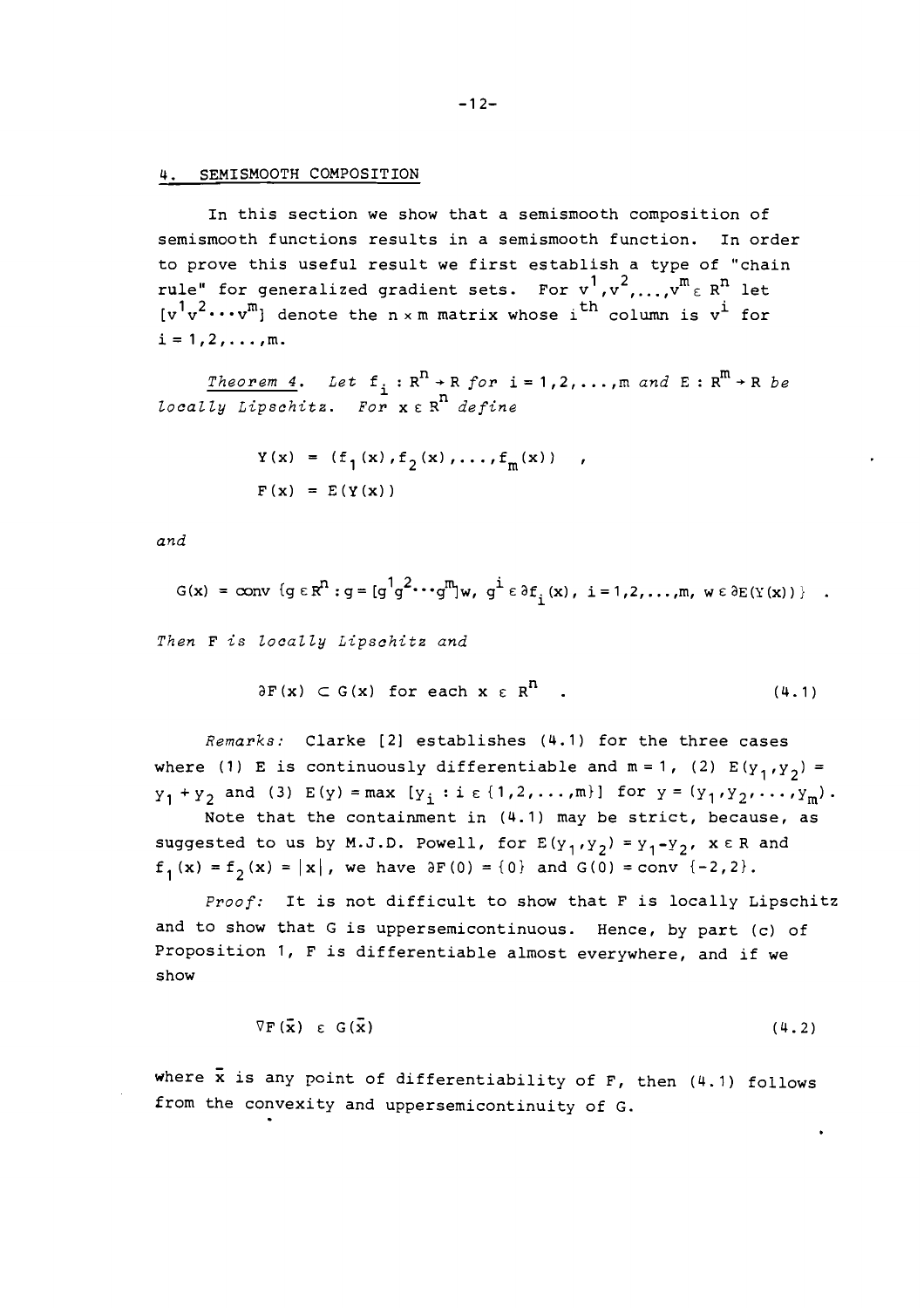## 4. SEMISMOOTH COMPOSITION

In this section we show that a semismooth composition of semismooth functions results in a semismooth function. In order to prove this useful result we first establish a type of "chain rule" for generalized gradient sets. For $v^1, v^2, \ldots, v^m \in R^n$ let $[v^1 v^2 \cdots v^m]$ denote the $n \times m$ matrix whose $i^{th}$ column is $v^i$ for $i = 1,2,\ldots,m$.

*Theorem 4. Let* $f_i : R^n \to R$ *for* $i = 1,2,\ldots,m$ *and* $E : R^m \to R$ *be locally Lipschitz. For* $x \in R^n$ *define*

$$Y(x) = (f_1(x), f_2(x), \ldots, f_m(x)) \quad ,$$

$$F(x) = E(Y(x))$$

*and*

$$G(x) = \text{conv}\,\{g \in R^n : g = [g^1 g^2 \cdots g^m]w,\ g^i \in \partial f_i(x),\ i = 1,2,\ldots,m,\ w \in \partial E(Y(x))\} \quad .$$

*Then* $F$ *is locally Lipschitz and*

$$\partial F(x) \subset G(x) \text{ for each } x \in R^n \quad . \tag{4.1}$$

*Remarks:* Clarke [2] establishes (4.1) for the three cases where (1) $E$ is continuously differentiable and $m = 1$, (2) $E(y_1, y_2) = y_1 + y_2$ and (3) $E(y) = \max\,[y_i : i \in \{1,2,\ldots,m\}]$ for $y = (y_1, y_2, \ldots, y_m)$.

Note that the containment in (4.1) may be strict, because, as suggested to us by M.J.D. Powell, for $E(y_1, y_2) = y_1 - y_2$, $x \in R$ and $f_1(x) = f_2(x) = |x|$, we have $\partial F(0) = \{0\}$ and $G(0) = \text{conv}\,\{-2, 2\}$.

*Proof:* It is not difficult to show that $F$ is locally Lipschitz and to show that $G$ is uppersemicontinuous. Hence, by part (c) of Proposition 1, $F$ is differentiable almost everywhere, and if we show

$$\nabla F(\bar{x}) \in G(\bar{x}) \tag{4.2}$$

where $\bar{x}$ is any point of differentiability of $F$, then (4.1) follows from the convexity and uppersemicontinuity of $G$.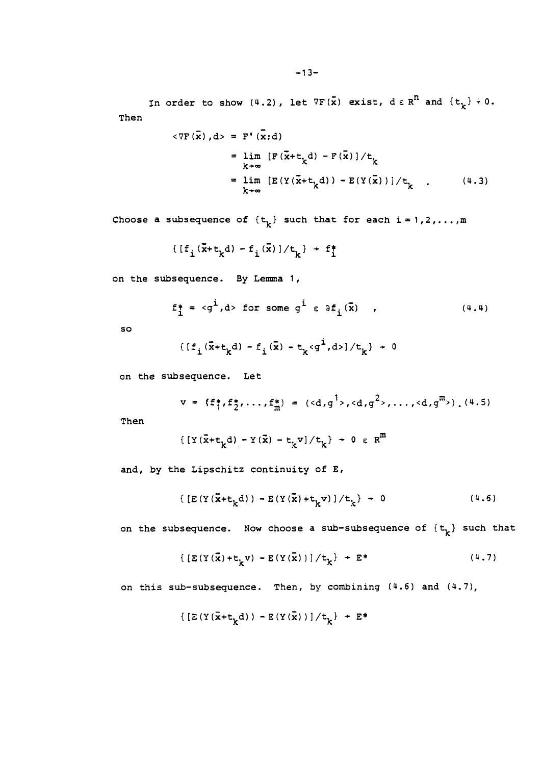In order to show (4.2), let $\nabla F(\bar{x})$ exist, $d \in R^n$ and $\{t_k\} \downarrow 0$. Then

$$\begin{aligned}
\langle \nabla F(\bar{x}), d \rangle &= F'(\bar{x}; d) \\
&= \lim_{k\to\infty} [F(\bar{x}+t_k d) - F(\bar{x})]/t_k \\
&= \lim_{k\to\infty} [E(Y(\bar{x}+t_k d)) - E(Y(\bar{x}))]/t_k \quad . \qquad (4.3)
\end{aligned}$$

Choose a subsequence of $\{t_k\}$ such that for each $i = 1,2,\ldots,m$

$$\{[f_i(\bar{x}+t_k d) - f_i(\bar{x})]/t_k\} \to f_i^*$$

on the subsequence. By Lemma 1,

$$f_i^* = \langle g^i, d \rangle \text{ for some } g^i \in \partial f_i(\bar{x}) \quad , \qquad (4.4)$$

so

$$\{[f_i(\bar{x}+t_k d) - f_i(\bar{x}) - t_k \langle g^i, d \rangle]/t_k\} \to 0$$

on the subsequence. Let

$$v = (f_1^*, f_2^*, \ldots, f_m^*) = (\langle d, g^1 \rangle, \langle d, g^2 \rangle, \ldots, \langle d, g^m \rangle) . \quad (4.5)$$

Then

$$\{[Y(\bar{x}+t_k d) - Y(\bar{x}) - t_k v]/t_k\} \to 0 \in R^m$$

and, by the Lipschitz continuity of $E$,

$$\{[E(Y(\bar{x}+t_k d)) - E(Y(\bar{x})+t_k v)]/t_k\} \to 0 \qquad (4.6)$$

on the subsequence. Now choose a sub-subsequence of $\{t_k\}$ such that

$$\{[E(Y(\bar{x})+t_k v) - E(Y(\bar{x}))]/t_k\} \to E^* \qquad (4.7)$$

on this sub-subsequence. Then, by combining (4.6) and (4.7),

$$\{[E(Y(\bar{x}+t_k d)) - E(Y(\bar{x}))]/t_k\} \to E^*$$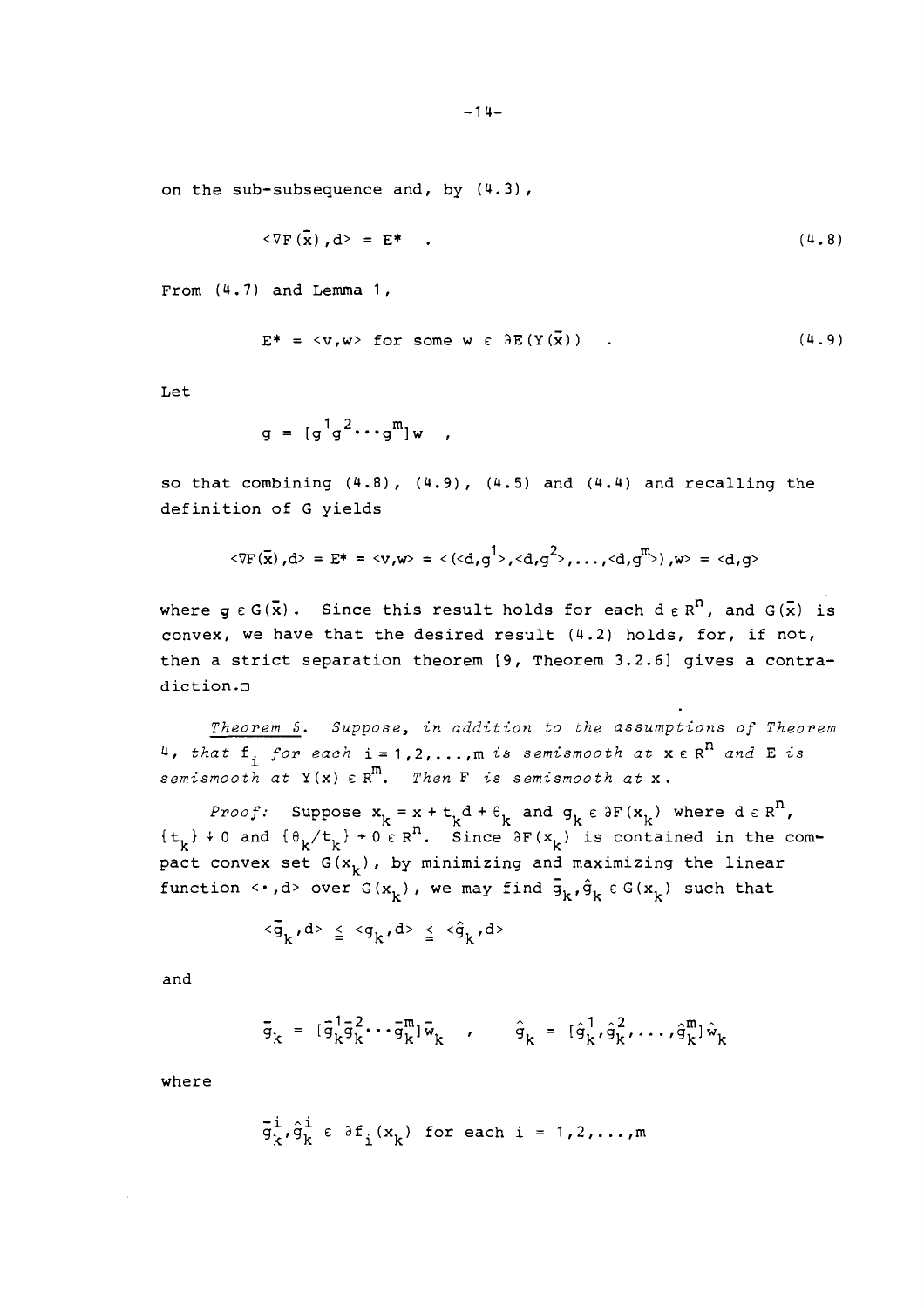on the sub-subsequence and, by (4.3),

$$\langle \nabla F(\bar{x}), d\rangle = E^* \quad . \tag{4.8}$$

From (4.7) and Lemma 1,

$$E^* = \langle v, w\rangle \text{ for some } w \in \partial E(Y(\bar{x})) \quad . \tag{4.9}$$

Let

$$g = [g^1 g^2 \cdots g^m] w \quad ,$$

so that combining (4.8), (4.9), (4.5) and (4.4) and recalling the definition of G yields

$$\langle \nabla F(\bar{x}), d\rangle = E^* = \langle v, w\rangle = \langle (\langle d, g^1\rangle, \langle d, g^2\rangle, \ldots, \langle d, g^m\rangle), w\rangle = \langle d, g\rangle$$

where $g \in G(\bar{x})$. Since this result holds for each $d \in R^n$, and $G(\bar{x})$ is convex, we have that the desired result (4.2) holds, for, if not, then a strict separation theorem [9, Theorem 3.2.6] gives a contradiction.□

*Theorem 5. Suppose, in addition to the assumptions of Theorem 4, that $f_i$ for each $i = 1,2,\ldots,m$ is semismooth at $x \in R^n$ and E is semismooth at $Y(x) \in R^m$. Then F is semismooth at x.*

*Proof:* Suppose $x_k = x + t_k d + \theta_k$ and $g_k \in \partial F(x_k)$ where $d \in R^n$, $\{t_k\} \downarrow 0$ and $\{\theta_k / t_k\} \to 0 \in R^n$. Since $\partial F(x_k)$ is contained in the compact convex set $G(x_k)$, by minimizing and maximizing the linear function $\langle \cdot, d\rangle$ over $G(x_k)$, we may find $\bar{g}_k, \hat{g}_k \in G(x_k)$ such that

$$\langle \bar{g}_k, d\rangle \leq \langle g_k, d\rangle \leq \langle \hat{g}_k, d\rangle$$

and

$$\bar{g}_k = [\bar{g}_k^1 \bar{g}_k^2 \cdots \bar{g}_k^m] \bar{w}_k \quad , \qquad \hat{g}_k = [\hat{g}_k^1, \hat{g}_k^2, \ldots, \hat{g}_k^m] \hat{w}_k$$

where

$$\bar{g}_k^i, \hat{g}_k^i \in \partial f_i(x_k) \text{ for each } i = 1,2,\ldots,m$$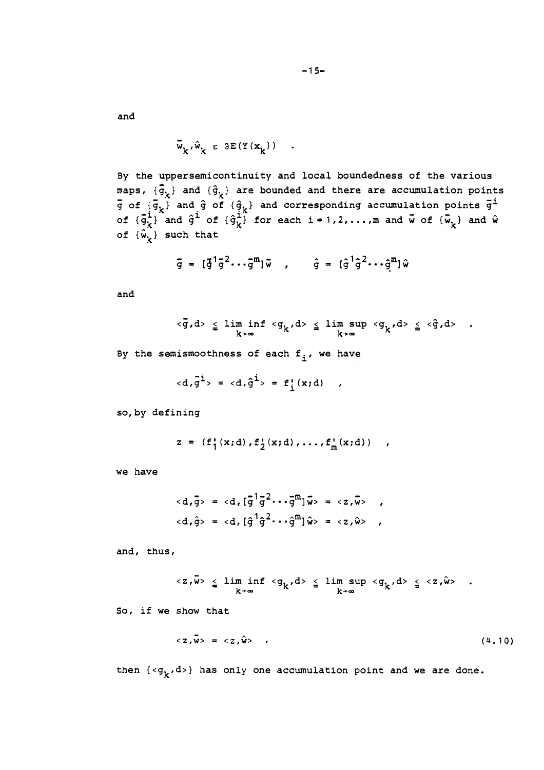and

$$\bar{w}_k, \hat{w}_k \in \partial E(Y(x_k)) \quad .$$

By the uppersemicontinuity and local boundedness of the various maps, $\{\bar{g}_k\}$ and $\{\hat{g}_k\}$ are bounded and there are accumulation points $\bar{g}$ of $\{\bar{g}_k\}$ and $\hat{g}$ of $\{\hat{g}_k\}$ and corresponding accumulation points $\bar{g}^i$ of $\{\bar{g}_k^i\}$ and $\hat{g}^i$ of $\{\hat{g}_k^i\}$ for each $i = 1,2,\ldots,m$ and $\bar{w}$ of $\{\bar{w}_k\}$ and $\hat{w}$ of $\{\hat{w}_k\}$ such that

$$\bar{g} = [\bar{g}^1\bar{g}^2\cdots\bar{g}^m]\bar{w} \quad , \qquad \hat{g} = [\hat{g}^1\hat{g}^2\cdots\hat{g}^m]\hat{w}$$

and

$$\langle\bar{g},d\rangle \leq \liminf_{k\to\infty} \langle g_k,d\rangle \leq \limsup_{k\to\infty} \langle g_k,d\rangle \leq \langle\hat{g},d\rangle \quad .$$

By the semismoothness of each $f_i$, we have

$$\langle d,\bar{g}^i\rangle = \langle d,\hat{g}^i\rangle = f_i'(x;d) \quad ,$$

so, by defining

$$z = (f_1'(x;d), f_2'(x;d), \ldots, f_m'(x;d)) \quad ,$$

we have

$$\langle d,\bar{g}\rangle = \langle d,[\bar{g}^1\bar{g}^2\cdots\bar{g}^m]\bar{w}\rangle = \langle z,\bar{w}\rangle \quad ,$$

$$\langle d,\hat{g}\rangle = \langle d,[\hat{g}^1\hat{g}^2\cdots\hat{g}^m]\hat{w}\rangle = \langle z,\hat{w}\rangle \quad ,$$

and, thus,

$$\langle z,\bar{w}\rangle \leq \liminf_{k\to\infty} \langle g_k,d\rangle \leq \limsup_{k\to\infty} \langle g_k,d\rangle \leq \langle z,\hat{w}\rangle \quad .$$

So, if we show that

$$\langle z,\bar{w}\rangle = \langle z,\hat{w}\rangle \quad , \tag{4.10}$$

then $\{\langle g_k,d\rangle\}$ has only one accumulation point and we are done.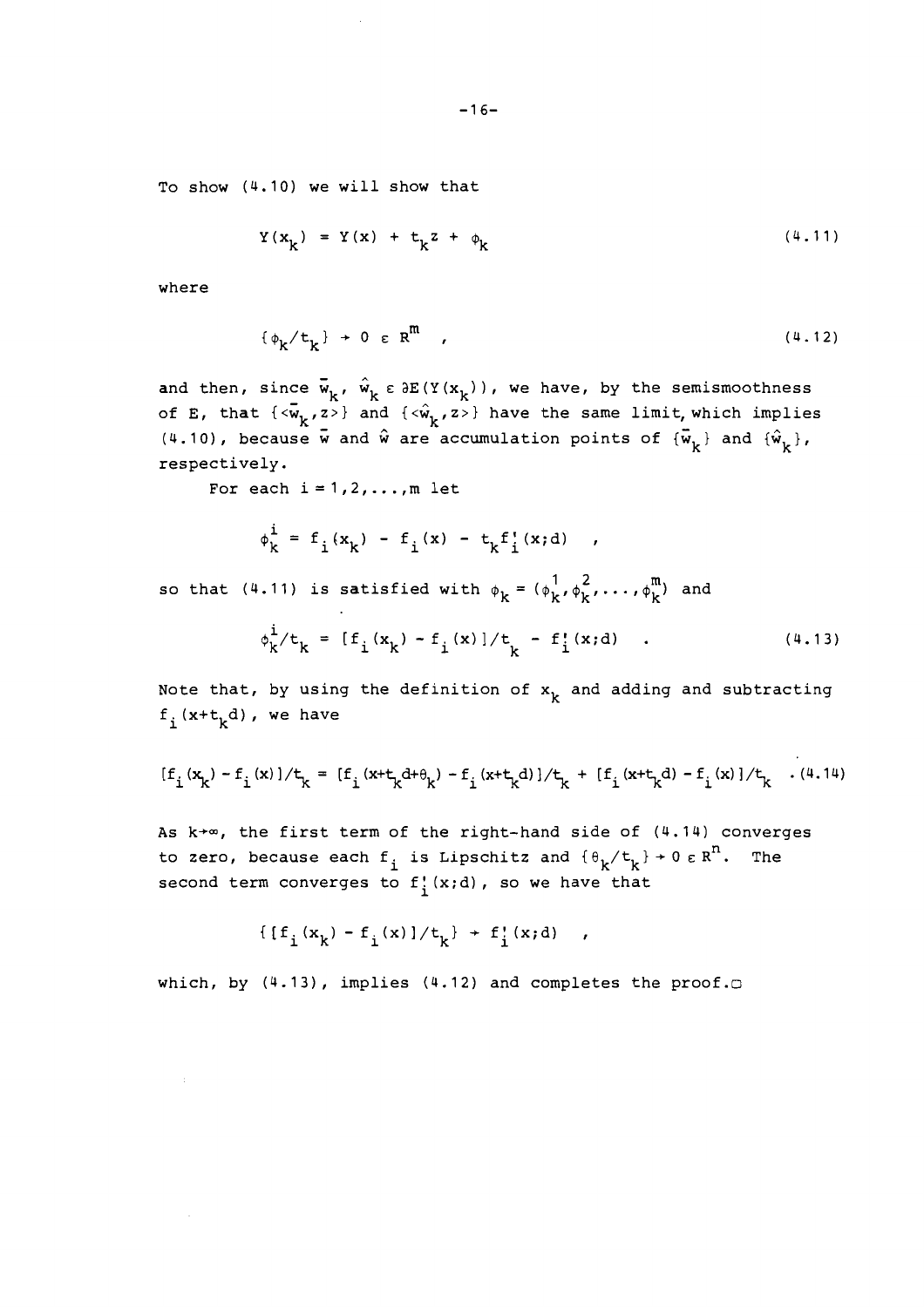To show (4.10) we will show that

$$Y(x_k) = Y(x) + t_k z + \phi_k \tag{4.11}$$

where

$$\{\phi_k/t_k\} \to 0 \in R^m \quad , \tag{4.12}$$

and then, since $\bar{w}_k$, $\hat{w}_k \in \partial E(Y(x_k))$, we have, by the semismoothness of E, that $\{<\bar{w}_k, z>\}$ and $\{<\hat{w}_k, z>\}$ have the same limit, which implies (4.10), because $\bar{w}$ and $\hat{w}$ are accumulation points of $\{\bar{w}_k\}$ and $\{\hat{w}_k\}$, respectively.

For each $i = 1,2,\ldots,m$ let

$$\phi_k^i = f_i(x_k) - f_i(x) - t_k f_i'(x;d) \quad ,$$

so that (4.11) is satisfied with $\phi_k = (\phi_k^1, \phi_k^2, \ldots, \phi_k^m)$ and

$$\phi_k^i/t_k = [f_i(x_k) - f_i(x)]/t_k - f_i'(x;d) \quad . \tag{4.13}$$

Note that, by using the definition of $x_k$ and adding and subtracting $f_i(x+t_k d)$, we have

$$[f_i(x_k) - f_i(x)]/t_k = [f_i(x+t_k d+\theta_k) - f_i(x+t_k d)]/t_k + [f_i(x+t_k d) - f_i(x)]/t_k \quad . \tag{4.14}$$

As $k\to\infty$, the first term of the right-hand side of (4.14) converges to zero, because each $f_i$ is Lipschitz and $\{\theta_k/t_k\} \to 0 \in R^n$. The second term converges to $f_i'(x;d)$, so we have that

$$\{[f_i(x_k) - f_i(x)]/t_k\} \to f_i'(x;d) \quad ,$$

which, by (4.13), implies (4.12) and completes the proof.□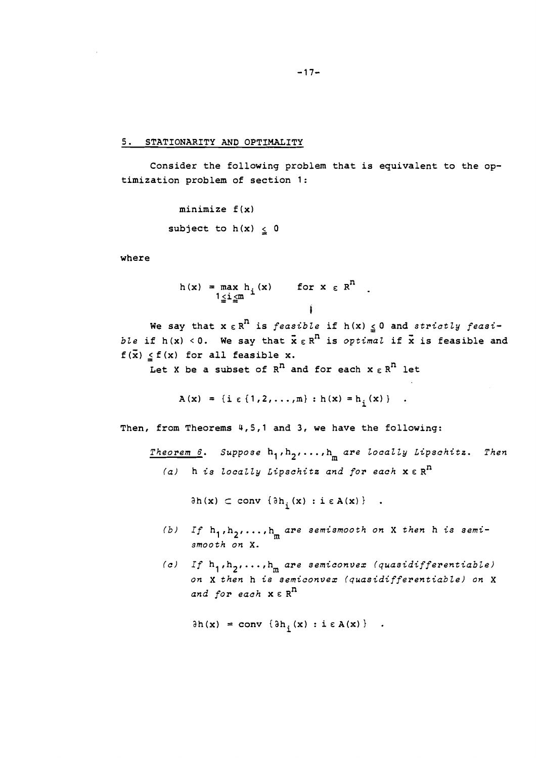## 5. STATIONARITY AND OPTIMALITY

Consider the following problem that is equivalent to the optimization problem of section 1:

$$\text{minimize } f(x)$$

$$\text{subject to } h(x) \leqq 0$$

where

$$h(x) = \max_{1 \leqq i \leqq m} h_i(x) \qquad \text{for } x \in R^n \ .$$

We say that $x \in R^n$ is *feasible* if $h(x) \leqq 0$ and *strictly feasible* if $h(x) < 0$. We say that $\bar{x} \in R^n$ is *optimal* if $\bar{x}$ is feasible and $f(\bar{x}) \leqq f(x)$ for all feasible $x$.

Let $X$ be a subset of $R^n$ and for each $x \in R^n$ let

$$A(x) = \{i \in \{1,2,\ldots,m\} : h(x) = h_i(x)\} \ .$$

Then, from Theorems 4,5,1 and 3, we have the following:

*Theorem 6.* *Suppose* $h_1, h_2, \ldots, h_m$ *are locally Lipschitz. Then*

*(a)* $h$ *is locally Lipschitz and for each* $x \in R^n$

$$\partial h(x) \subset \operatorname{conv} \{\partial h_i(x) : i \in A(x)\} \ .$$

*(b)* *If* $h_1, h_2, \ldots, h_m$ *are semismooth on* $X$ *then* $h$ *is semismooth on* $X$.

*(c)* *If* $h_1, h_2, \ldots, h_m$ *are semiconvex (quasidifferentiable) on* $X$ *then* $h$ *is semiconvex (quasidifferentiable) on* $X$ *and for each* $x \in R^n$

$$\partial h(x) = \operatorname{conv} \{\partial h_i(x) : i \in A(x)\} \ .$$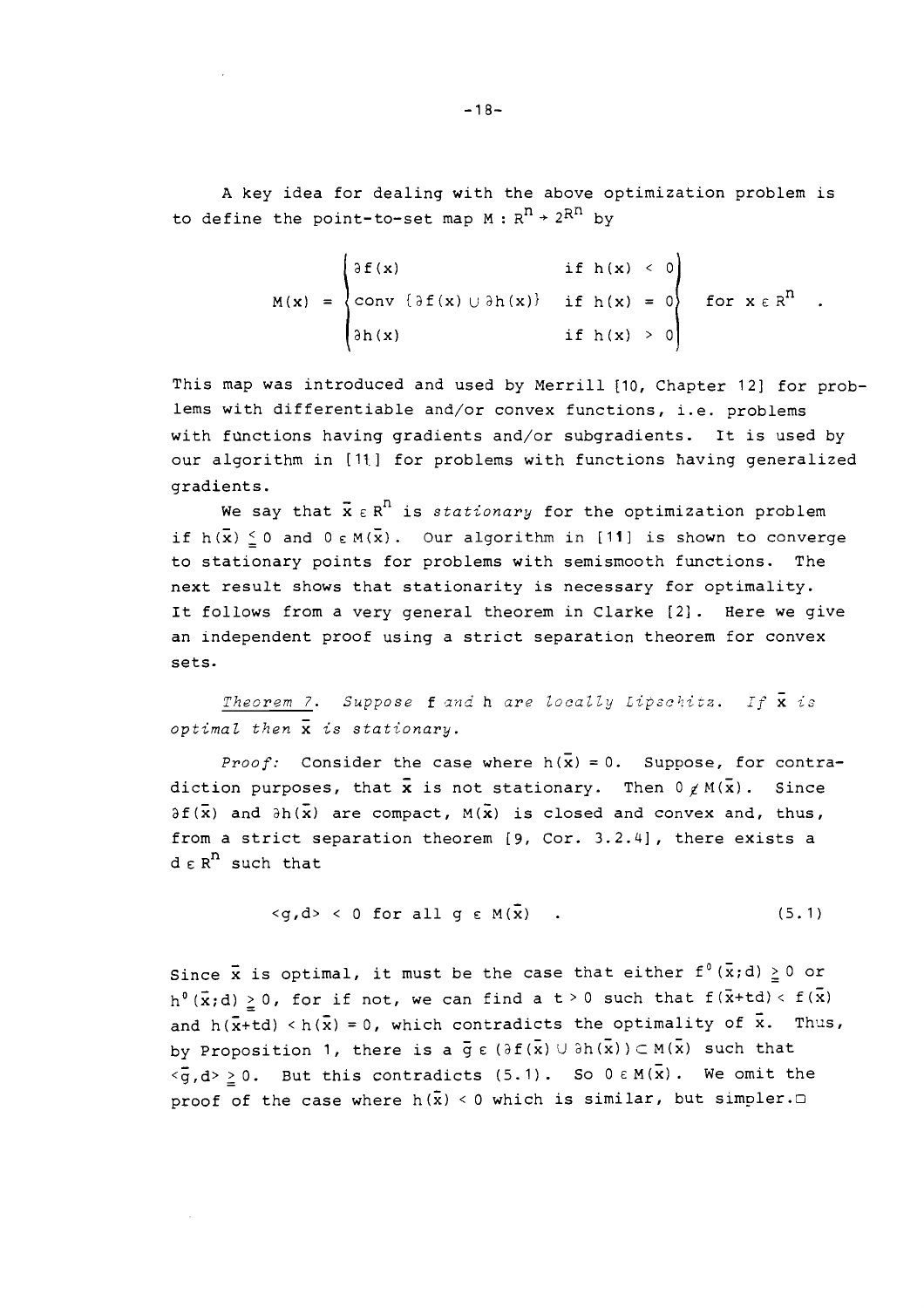A key idea for dealing with the above optimization problem is to define the point-to-set map $M : R^n \to 2^{R^n}$ by

$$M(x) = \begin{Bmatrix} \partial f(x) & \text{if } h(x) < 0 \\ \text{conv } \{\partial f(x) \cup \partial h(x)\} & \text{if } h(x) = 0 \\ \partial h(x) & \text{if } h(x) > 0 \end{Bmatrix} \quad \text{for } x \in R^n \quad .$$

This map was introduced and used by Merrill [10, Chapter 12] for problems with differentiable and/or convex functions, i.e. problems with functions having gradients and/or subgradients. It is used by our algorithm in [11] for problems with functions having generalized gradients.

We say that $\bar{x} \in R^n$ is *stationary* for the optimization problem if $h(\bar{x}) \leqq 0$ and $0 \in M(\bar{x})$. Our algorithm in [11] is shown to converge to stationary points for problems with semismooth functions. The next result shows that stationarity is necessary for optimality. It follows from a very general theorem in Clarke [2]. Here we give an independent proof using a strict separation theorem for convex sets.

*Theorem 7. Suppose* f *and* h *are locally Lipschitz. If* $\bar{x}$ *is optimal then* $\bar{x}$ *is stationary.*

*Proof:* Consider the case where $h(\bar{x}) = 0$. Suppose, for contradiction purposes, that $\bar{x}$ is not stationary. Then $0 \notin M(\bar{x})$. Since $\partial f(\bar{x})$ and $\partial h(\bar{x})$ are compact, $M(\bar{x})$ is closed and convex and, thus, from a strict separation theorem [9, Cor. 3.2.4], there exists a $d \in R^n$ such that

$$\langle g,d \rangle < 0 \text{ for all } g \in M(\bar{x}) \quad . \tag{5.1}$$

Since $\bar{x}$ is optimal, it must be the case that either $f^0(\bar{x};d) \geqq 0$ or $h^0(\bar{x};d) \geqq 0$, for if not, we can find a $t > 0$ such that $f(\bar{x}+td) < f(\bar{x})$ and $h(\bar{x}+td) < h(\bar{x}) = 0$, which contradicts the optimality of $\bar{x}$. Thus, by Proposition 1, there is a $\bar{g} \in (\partial f(\bar{x}) \cup \partial h(\bar{x})) \subset M(\bar{x})$ such that $\langle \bar{g},d \rangle \geqq 0$. But this contradicts (5.1). So $0 \in M(\bar{x})$. We omit the proof of the case where $h(\bar{x}) < 0$ which is similar, but simpler.□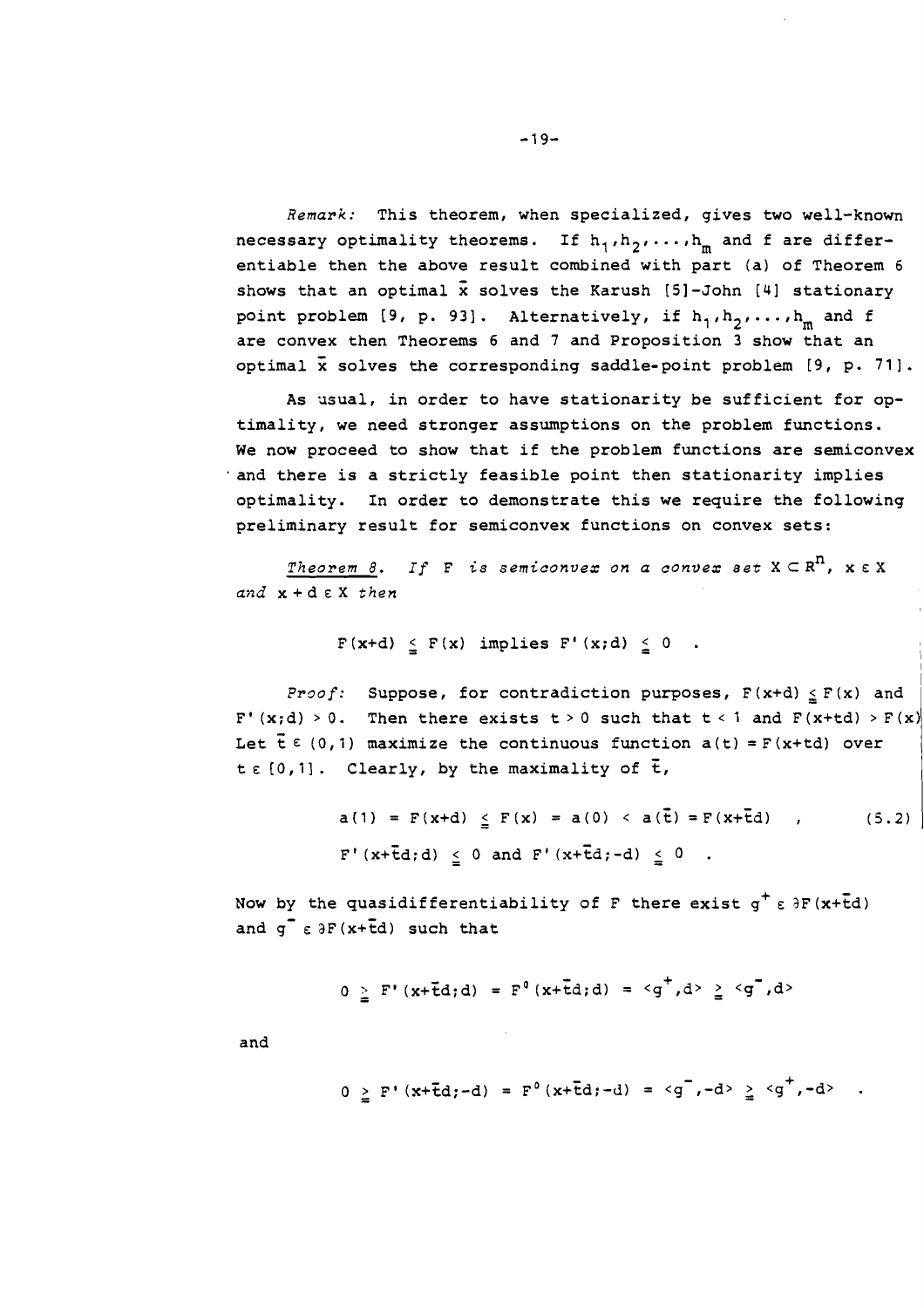*Remark:* This theorem, when specialized, gives two well-known necessary optimality theorems. If $h_1, h_2, \ldots, h_m$ and $f$ are differentiable then the above result combined with part (a) of Theorem 6 shows that an optimal $\bar{x}$ solves the Karush [5]-John [4] stationary point problem [9, p. 93]. Alternatively, if $h_1, h_2, \ldots, h_m$ and $f$ are convex then Theorems 6 and 7 and Proposition 3 show that an optimal $\bar{x}$ solves the corresponding saddle-point problem [9, p. 71].

As usual, in order to have stationarity be sufficient for optimality, we need stronger assumptions on the problem functions. We now proceed to show that if the problem functions are semiconvex and there is a strictly feasible point then stationarity implies optimality. In order to demonstrate this we require the following preliminary result for semiconvex functions on convex sets:

*Theorem 8. If F is semiconvex on a convex set $X \subset R^n$, $x \in X$ and $x + d \in X$ then*

$$F(x+d) \leqq F(x) \text{ implies } F'(x;d) \leqq 0 \quad .$$

*Proof:* Suppose, for contradiction purposes, $F(x+d) \leqq F(x)$ and $F'(x;d) > 0$. Then there exists $t > 0$ such that $t < 1$ and $F(x+td) > F(x)$. Let $\bar{t} \in (0,1)$ maximize the continuous function $a(t) = F(x+td)$ over $t \in [0,1]$. Clearly, by the maximality of $\bar{t}$,

$$a(1) = F(x+d) \leqq F(x) = a(0) < a(\bar{t}) = F(x+\bar{t}d) \quad , \tag{5.2}$$

$$F'(x+\bar{t}d;d) \leqq 0 \text{ and } F'(x+\bar{t}d;-d) \leqq 0 \quad .$$

Now by the quasidifferentiability of F there exist $g^+ \in \partial F(x+\bar{t}d)$ and $g^- \in \partial F(x+\bar{t}d)$ such that

$$0 \geqq F'(x+\bar{t}d;d) = F^0(x+\bar{t}d;d) = \langle g^+,d \rangle \geqq \langle g^-,d \rangle$$

and

$$0 \geqq F'(x+\bar{t}d;-d) = F^0(x+\bar{t}d;-d) = \langle g^-,-d \rangle \geqq \langle g^+,-d \rangle \quad .$$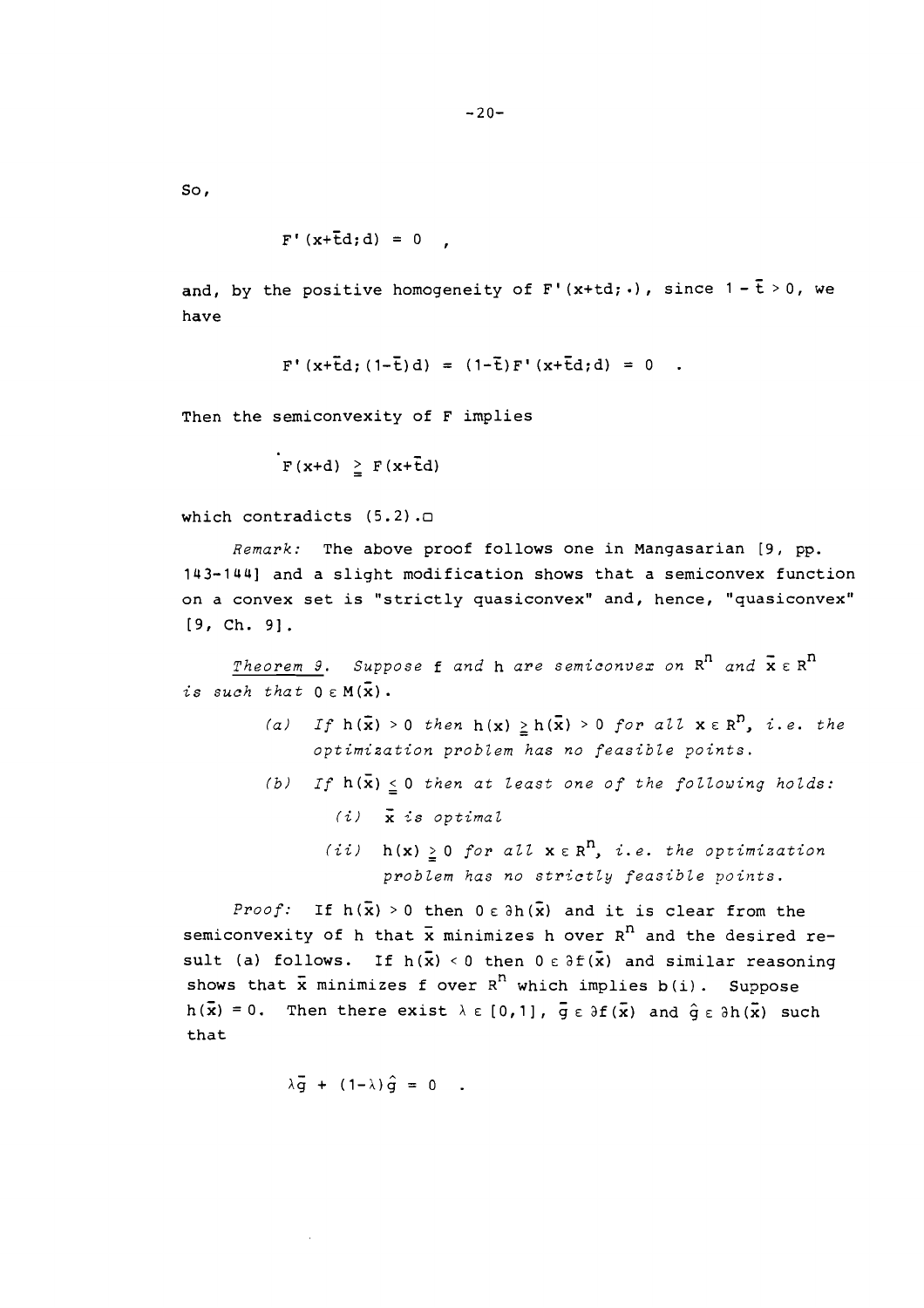So,

$$F'(x+\bar{t}d;d) = 0 \quad ,$$

and, by the positive homogeneity of $F'(x+td;\cdot)$, since $1-\bar{t}>0$, we have

$$F'(x+\bar{t}d;(1-\bar{t})d) = (1-\bar{t})F'(x+\bar{t}d;d) = 0 \quad .$$

Then the semiconvexity of F implies

$$F(x+d) \geqq F(x+\bar{t}d)$$

which contradicts (5.2).□

*Remark:* The above proof follows one in Mangasarian [9, pp. 143-144] and a slight modification shows that a semiconvex function on a convex set is "strictly quasiconvex" and, hence, "quasiconvex" [9, Ch. 9].

*Theorem 9. Suppose* f *and* h *are semiconvex on* $R^n$ *and* $\bar{x} \in R^n$ *is such that* $0 \in M(\bar{x})$.

> *(a) If* $h(\bar{x}) > 0$ *then* $h(x) \geqq h(\bar{x}) > 0$ *for all* $x \in R^n$, *i.e. the optimization problem has no feasible points.*
>
> *(b) If* $h(\bar{x}) \leqq 0$ *then at least one of the following holds:*
>
> > *(i)* $\bar{x}$ *is optimal*
> >
> > *(ii)* $h(x) \geqq 0$ *for all* $x \in R^n$, *i.e. the optimization problem has no strictly feasible points.*

*Proof:* If $h(\bar{x}) > 0$ then $0 \in \partial h(\bar{x})$ and it is clear from the semiconvexity of h that $\bar{x}$ minimizes h over $R^n$ and the desired result (a) follows. If $h(\bar{x}) < 0$ then $0 \in \partial f(\bar{x})$ and similar reasoning shows that $\bar{x}$ minimizes f over $R^n$ which implies b(i). Suppose $h(\bar{x}) = 0$. Then there exist $\lambda \in [0,1]$, $\bar{g} \in \partial f(\bar{x})$ and $\hat{g} \in \partial h(\bar{x})$ such that

$$\lambda\bar{g} + (1-\lambda)\hat{g} = 0 \quad .$$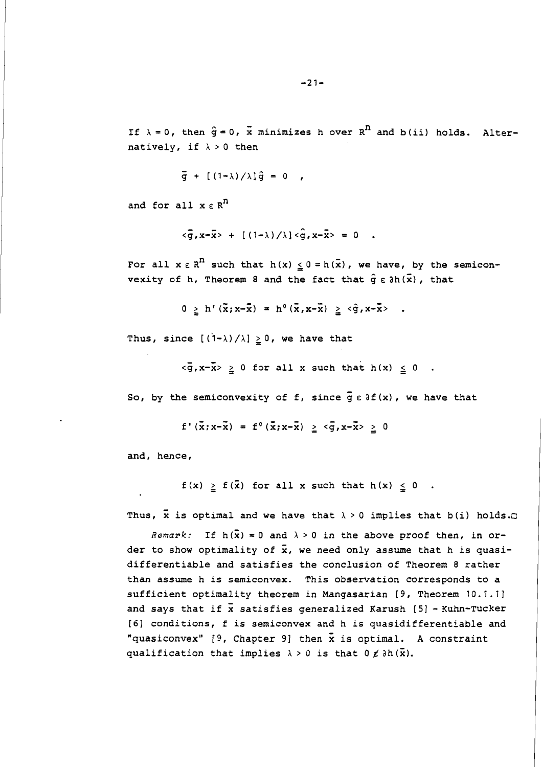If $\lambda = 0$, then $\hat{g} = 0$, $\bar{x}$ minimizes h over $R^n$ and b(ii) holds. Alternatively, if $\lambda > 0$ then

$$\bar{g} + [(1-\lambda)/\lambda]\hat{g} = 0 \quad ,$$

and for all $x \in R^n$

$$\langle \bar{g}, x-\bar{x} \rangle + [(1-\lambda)/\lambda]\langle \hat{g}, x-\bar{x} \rangle = 0 \quad .$$

For all $x \in R^n$ such that $h(x) \leq 0 = h(\bar{x})$, we have, by the semiconvexity of h, Theorem 8 and the fact that $\hat{g} \in \partial h(\bar{x})$, that

$$0 \geq h'(\bar{x};x-\bar{x}) = h^0(\bar{x},x-\bar{x}) \geq \langle \hat{g}, x-\bar{x} \rangle \quad .$$

Thus, since $[(1-\lambda)/\lambda] \geq 0$, we have that

$$\langle \bar{g}, x-\bar{x} \rangle \geq 0 \text{ for all } x \text{ such that } h(x) \leq 0 \quad .$$

So, by the semiconvexity of f, since $\bar{g} \in \partial f(x)$, we have that

$$f'(\bar{x};x-\bar{x}) = f^0(\bar{x};x-\bar{x}) \geq \langle \bar{g}, x-\bar{x} \rangle \geq 0$$

and, hence,

$$f(x) \geq f(\bar{x}) \text{ for all } x \text{ such that } h(x) \leq 0 \quad .$$

Thus, $\bar{x}$ is optimal and we have that $\lambda > 0$ implies that b(i) holds.□

*Remark:* If $h(\bar{x}) = 0$ and $\lambda > 0$ in the above proof then, in order to show optimality of $\bar{x}$, we need only assume that h is quasidifferentiable and satisfies the conclusion of Theorem 8 rather than assume h is semiconvex. This observation corresponds to a sufficient optimality theorem in Mangasarian [9, Theorem 10.1.1] and says that if $\bar{x}$ satisfies generalized Karush [5] - Kuhn-Tucker [6] conditions, f is semiconvex and h is quasidifferentiable and "quasiconvex" [9, Chapter 9] then $\bar{x}$ is optimal. A constraint qualification that implies $\lambda > 0$ is that $0 \notin \partial h(\bar{x})$.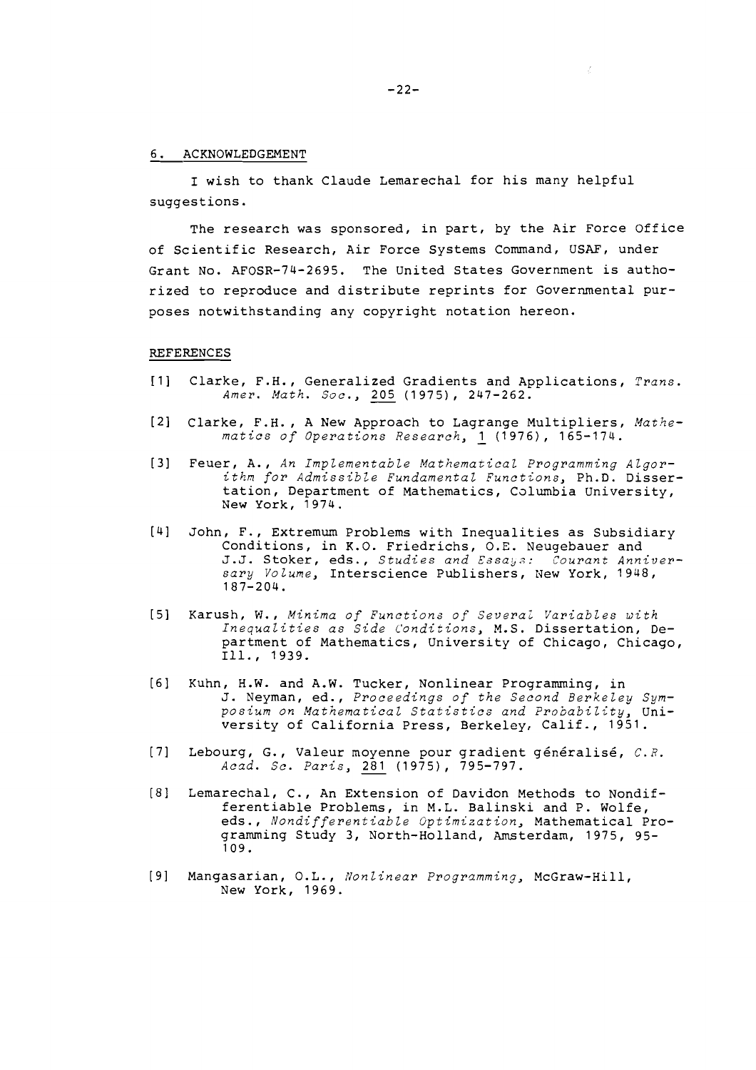## 6. ACKNOWLEDGEMENT

I wish to thank Claude Lemarechal for his many helpful suggestions.

The research was sponsored, in part, by the Air Force Office of Scientific Research, Air Force Systems Command, USAF, under Grant No. AFOSR-74-2695. The United States Government is authorized to reproduce and distribute reprints for Governmental purposes notwithstanding any copyright notation hereon.

## REFERENCES

[1] Clarke, F.H., Generalized Gradients and Applications, *Trans. Amer. Math. Soc.*, 205 (1975), 247-262.

[2] Clarke, F.H., A New Approach to Lagrange Multipliers, *Mathematics of Operations Research*, 1 (1976), 165-174.

[3] Feuer, A., *An Implementable Mathematical Programming Algorithm for Admissible Fundamental Functions*, Ph.D. Dissertation, Department of Mathematics, Columbia University, New York, 1974.

[4] John, F., Extremum Problems with Inequalities as Subsidiary Conditions, in K.O. Friedrichs, O.E. Neugebauer and J.J. Stoker, eds., *Studies and Essays: Courant Anniversary Volume*, Interscience Publishers, New York, 1948, 187-204.

[5] Karush, W., *Minima of Functions of Several Variables with Inequalities as Side Conditions*, M.S. Dissertation, Department of Mathematics, University of Chicago, Chicago, Ill., 1939.

[6] Kuhn, H.W. and A.W. Tucker, Nonlinear Programming, in J. Neyman, ed., *Proceedings of the Second Berkeley Symposium on Mathematical Statistics and Probability*, University of California Press, Berkeley, Calif., 1951.

[7] Lebourg, G., Valeur moyenne pour gradient généralisé, *C.R. Acad. Sc. Paris*, 281 (1975), 795-797.

[8] Lemarechal, C., An Extension of Davidon Methods to Nondifferentiable Problems, in M.L. Balinski and P. Wolfe, eds., *Nondifferentiable Optimization*, Mathematical Programming Study 3, North-Holland, Amsterdam, 1975, 95-109.

[9] Mangasarian, O.L., *Nonlinear Programming*, McGraw-Hill, New York, 1969.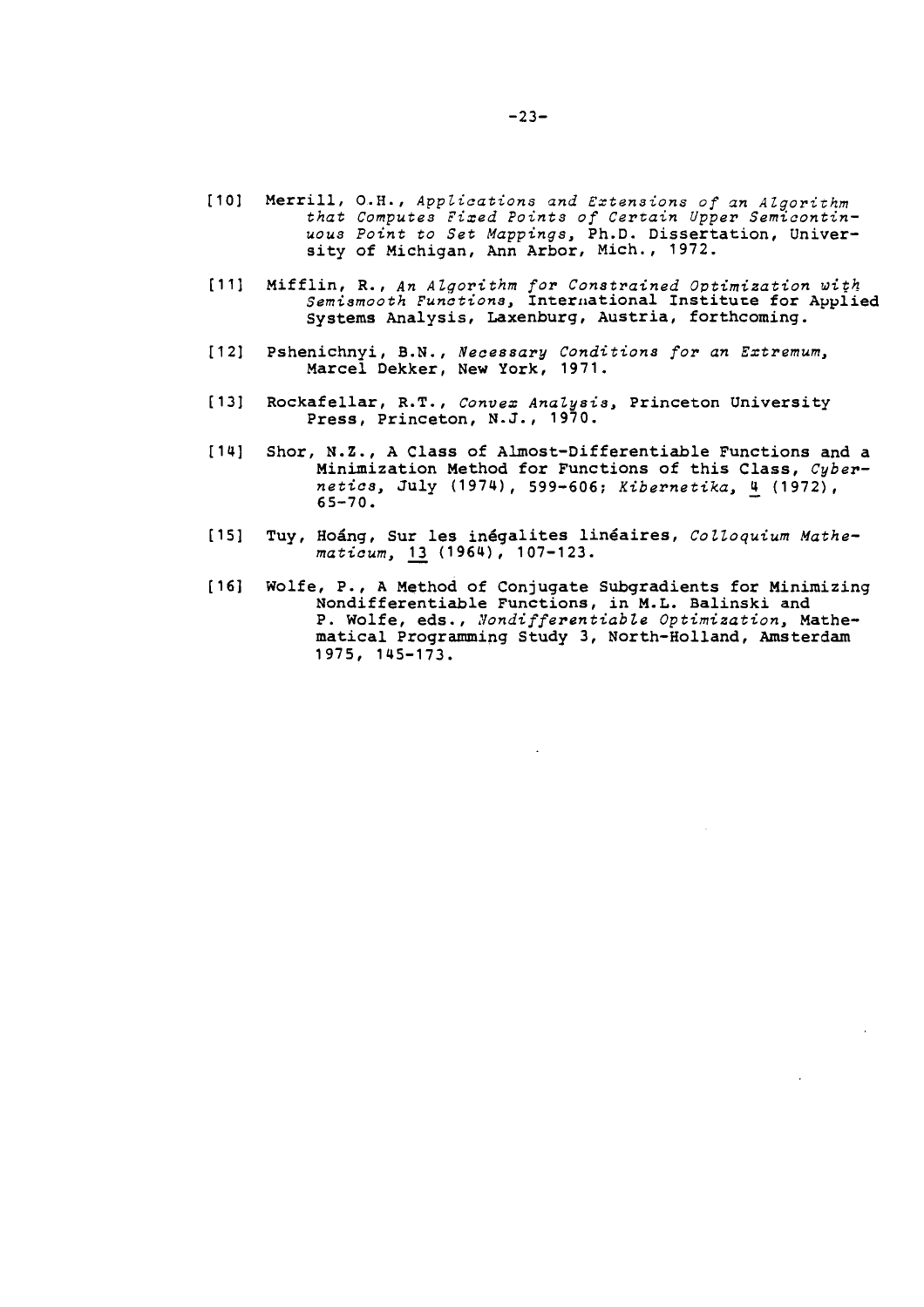[10] Merrill, O.H., *Applications and Extensions of an Algorithm that Computes Fixed Points of Certain Upper Semicontinuous Point to Set Mappings*, Ph.D. Dissertation, University of Michigan, Ann Arbor, Mich., 1972.

[11] Mifflin, R., *An Algorithm for Constrained Optimization with Semismooth Functions*, International Institute for Applied Systems Analysis, Laxenburg, Austria, forthcoming.

[12] Pshenichnyi, B.N., *Necessary Conditions for an Extremum*, Marcel Dekker, New York, 1971.

[13] Rockafellar, R.T., *Convex Analysis*, Princeton University Press, Princeton, N.J., 1970.

[14] Shor, N.Z., A Class of Almost-Differentiable Functions and a Minimization Method for Functions of this Class, *Cybernetics*, July (1974), 599-606; *Kibernetika*, 4 (1972), 65-70.

[15] Tuy, Hoáng, Sur les inégalites linéaires, *Colloquium Mathematicum*, 13 (1964), 107-123.

[16] Wolfe, P., A Method of Conjugate Subgradients for Minimizing Nondifferentiable Functions, in M.L. Balinski and P. Wolfe, eds., *Nondifferentiable Optimization*, Mathematical Programming Study 3, North-Holland, Amsterdam 1975, 145-173.